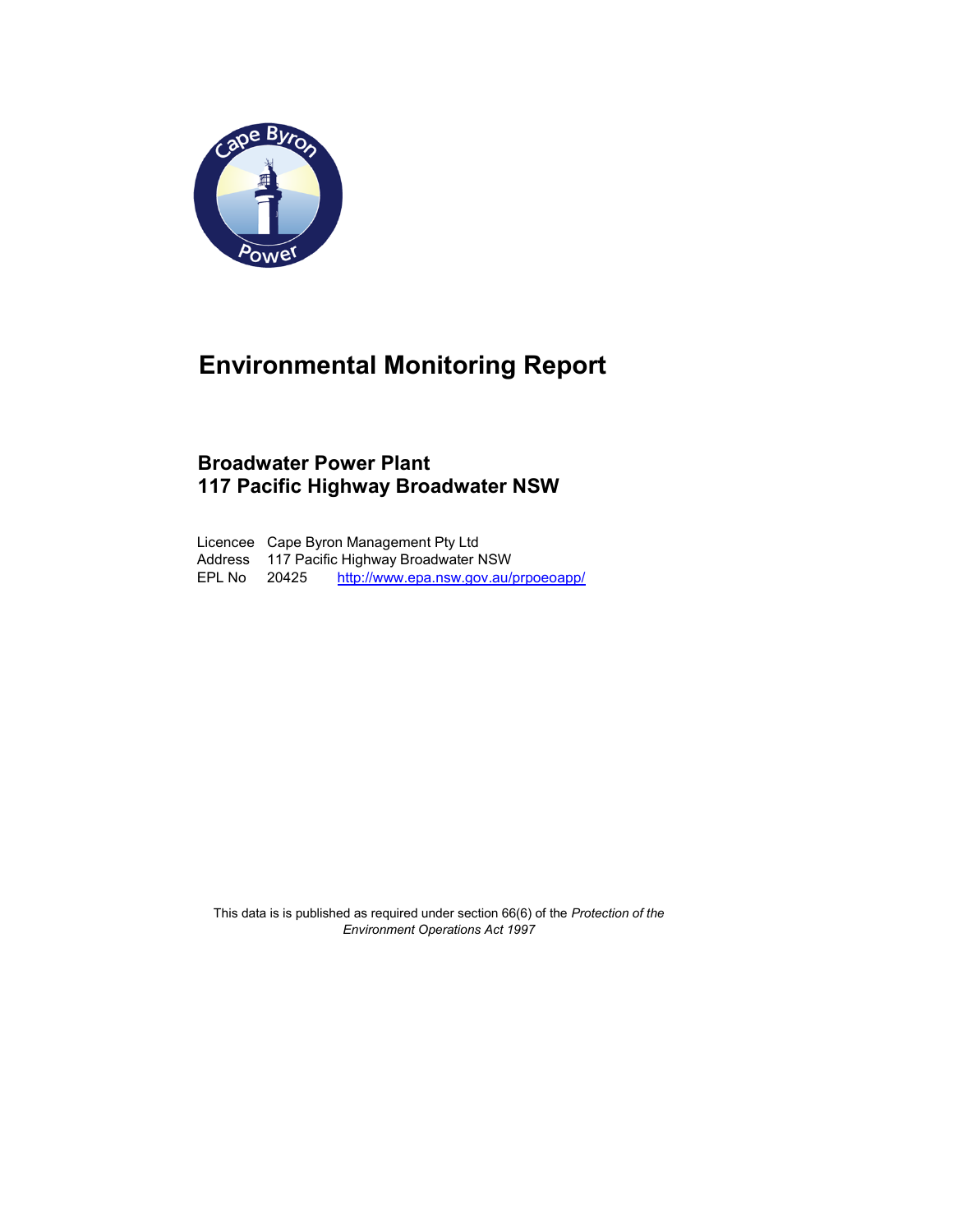# Environmental Monitoring Report

## Broadwater Power Plant
## 117 Pacific Highway Broadwater NSW

Licencee Cape Byron Management Pty Ltd
Address 117 Pacific Highway Broadwater NSW
EPL No 20425 http://www.epa.nsw.gov.au/prpoeoapp/

This data is is published as required under section 66(6) of the *Protection of the Environment Operations Act 1997*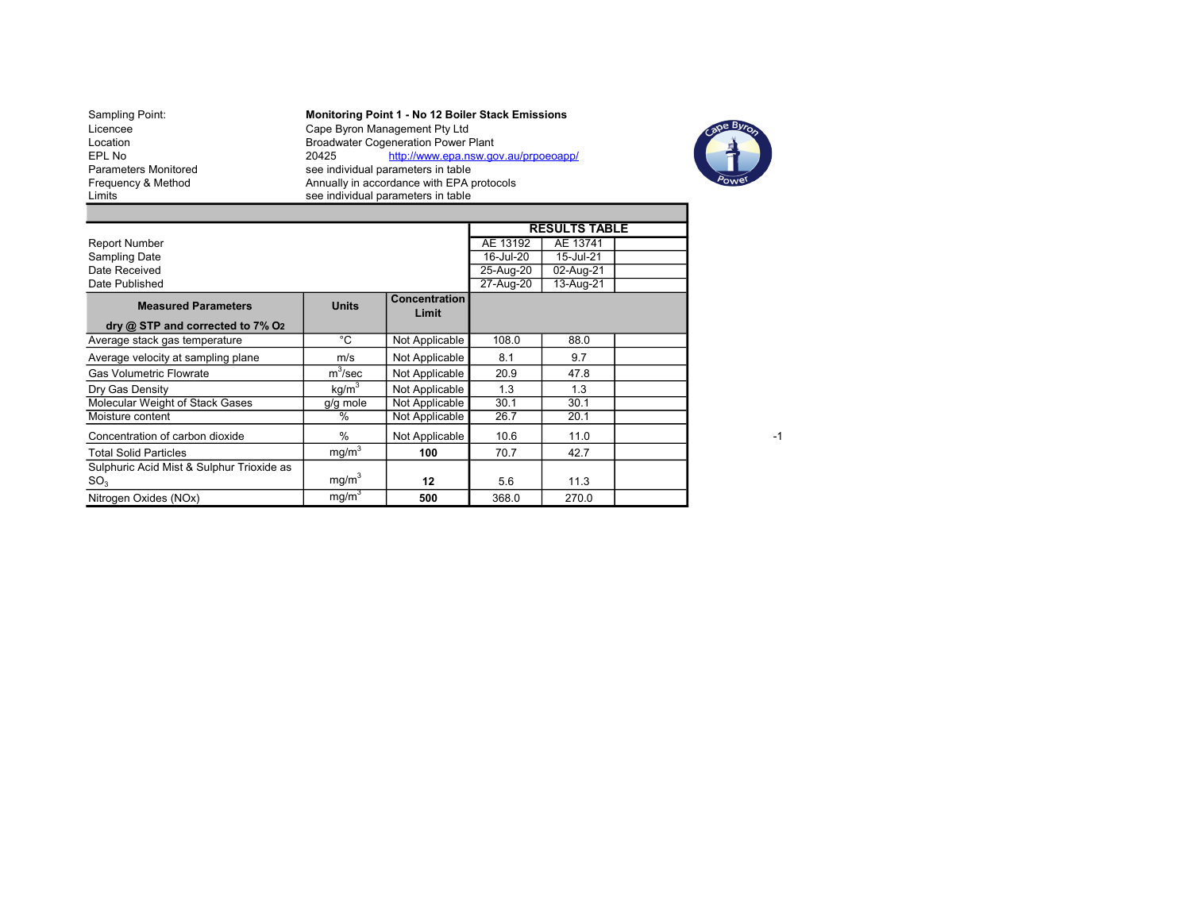| Sampling Point: | **Monitoring Point 1 - No 12 Boiler Stack Emissions** |
|---|---|
| Licencee | Cape Byron Management Pty Ltd |
| Location | Broadwater Cogeneration Power Plant |
| EPL No | 20425 http://www.epa.nsw.gov.au/prpoeoapp/ |
| Parameters Monitored | see individual parameters in table |
| Frequency & Method | Annually in accordance with EPA protocols |
| Limits | see individual parameters in table |

| | | | **RESULTS TABLE** | | |
|---|---|---|---|---|---|
| Report Number | | | AE 13192 | AE 13741 | |
| Sampling Date | | | 16-Jul-20 | 15-Jul-21 | |
| Date Received | | | 25-Aug-20 | 02-Aug-21 | |
| Date Published | | | 27-Aug-20 | 13-Aug-21 | |
| **Measured Parameters dry @ STP and corrected to 7% $O_2$** | **Units** | **Concentration Limit** | | | |
| Average stack gas temperature | °C | Not Applicable | 108.0 | 88.0 | |
| Average velocity at sampling plane | m/s | Not Applicable | 8.1 | 9.7 | |
| Gas Volumetric Flowrate | $m^3$/sec | Not Applicable | 20.9 | 47.8 | |
| Dry Gas Density | kg/$m^3$ | Not Applicable | 1.3 | 1.3 | |
| Molecular Weight of Stack Gases | g/g mole | Not Applicable | 30.1 | 30.1 | |
| Moisture content | % | Not Applicable | 26.7 | 20.1 | |
| Concentration of carbon dioxide | % | Not Applicable | 10.6 | 11.0 | |
| Total Solid Particles | mg/$m^3$ | **100** | 70.7 | 42.7 | |
| Sulphuric Acid Mist & Sulphur Trioxide as $SO_3$ | mg/$m^3$ | **12** | 5.6 | 11.3 | |
| Nitrogen Oxides (NOx) | mg/$m^3$ | **500** | 368.0 | 270.0 | |

-1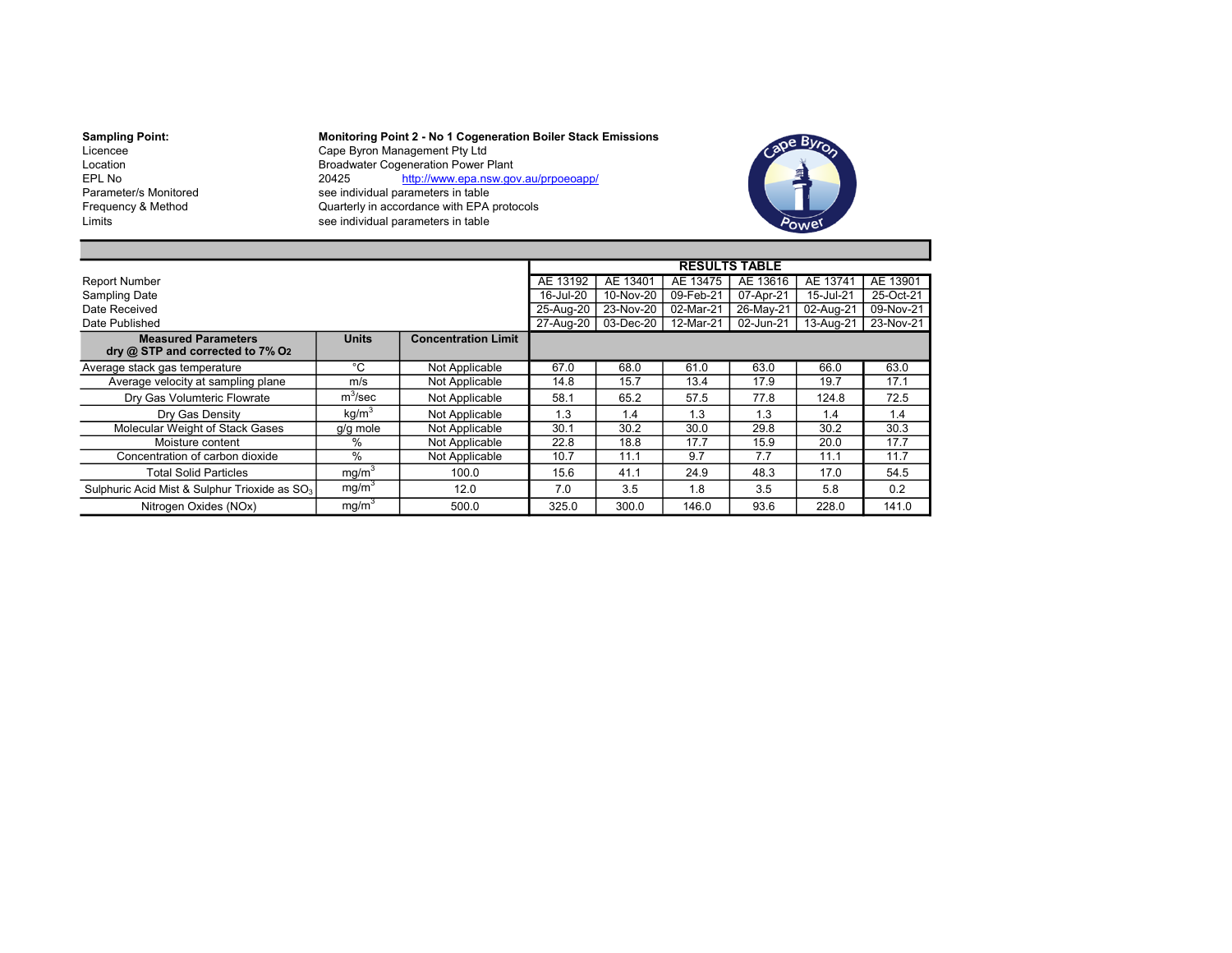| Sampling Point: | Monitoring Point 2 - No 1 Cogeneration Boiler Stack Emissions |
|---|---|
| Licencee | Cape Byron Management Pty Ltd |
| Location | Broadwater Cogeneration Power Plant |
| EPL No | 20425 http://www.epa.nsw.gov.au/prpoeoapp/ |
| Parameter/s Monitored | see individual parameters in table |
| Frequency & Method | Quarterly in accordance with EPA protocols |
| Limits | see individual parameters in table |

| | | | RESULTS TABLE | | | | | |
|---|---|---|---|---|---|---|---|---|
| Report Number | | | AE 13192 | AE 13401 | AE 13475 | AE 13616 | AE 13741 | AE 13901 |
| Sampling Date | | | 16-Jul-20 | 10-Nov-20 | 09-Feb-21 | 07-Apr-21 | 15-Jul-21 | 25-Oct-21 |
| Date Received | | | 25-Aug-20 | 23-Nov-20 | 02-Mar-21 | 26-May-21 | 02-Aug-21 | 09-Nov-21 |
| Date Published | | | 27-Aug-20 | 03-Dec-20 | 12-Mar-21 | 02-Jun-21 | 13-Aug-21 | 23-Nov-21 |
| **Measured Parameters dry @ STP and corrected to 7% $O_2$** | **Units** | **Concentration Limit** | | | | | | |
| Average stack gas temperature | °C | Not Applicable | 67.0 | 68.0 | 61.0 | 63.0 | 66.0 | 63.0 |
| Average velocity at sampling plane | m/s | Not Applicable | 14.8 | 15.7 | 13.4 | 17.9 | 19.7 | 17.1 |
| Dry Gas Volumteric Flowrate | $m^3$/sec | Not Applicable | 58.1 | 65.2 | 57.5 | 77.8 | 124.8 | 72.5 |
| Dry Gas Density | kg/$m^3$ | Not Applicable | 1.3 | 1.4 | 1.3 | 1.3 | 1.4 | 1.4 |
| Molecular Weight of Stack Gases | g/g mole | Not Applicable | 30.1 | 30.2 | 30.0 | 29.8 | 30.2 | 30.3 |
| Moisture content | % | Not Applicable | 22.8 | 18.8 | 17.7 | 15.9 | 20.0 | 17.7 |
| Concentration of carbon dioxide | % | Not Applicable | 10.7 | 11.1 | 9.7 | 7.7 | 11.1 | 11.7 |
| Total Solid Particles | mg/$m^3$ | 100.0 | 15.6 | 41.1 | 24.9 | 48.3 | 17.0 | 54.5 |
| Sulphuric Acid Mist & Sulphur Trioxide as $SO_3$ | mg/$m^3$ | 12.0 | 7.0 | 3.5 | 1.8 | 3.5 | 5.8 | 0.2 |
| Nitrogen Oxides (NOx) | mg/$m^3$ | 500.0 | 325.0 | 300.0 | 146.0 | 93.6 | 228.0 | 141.0 |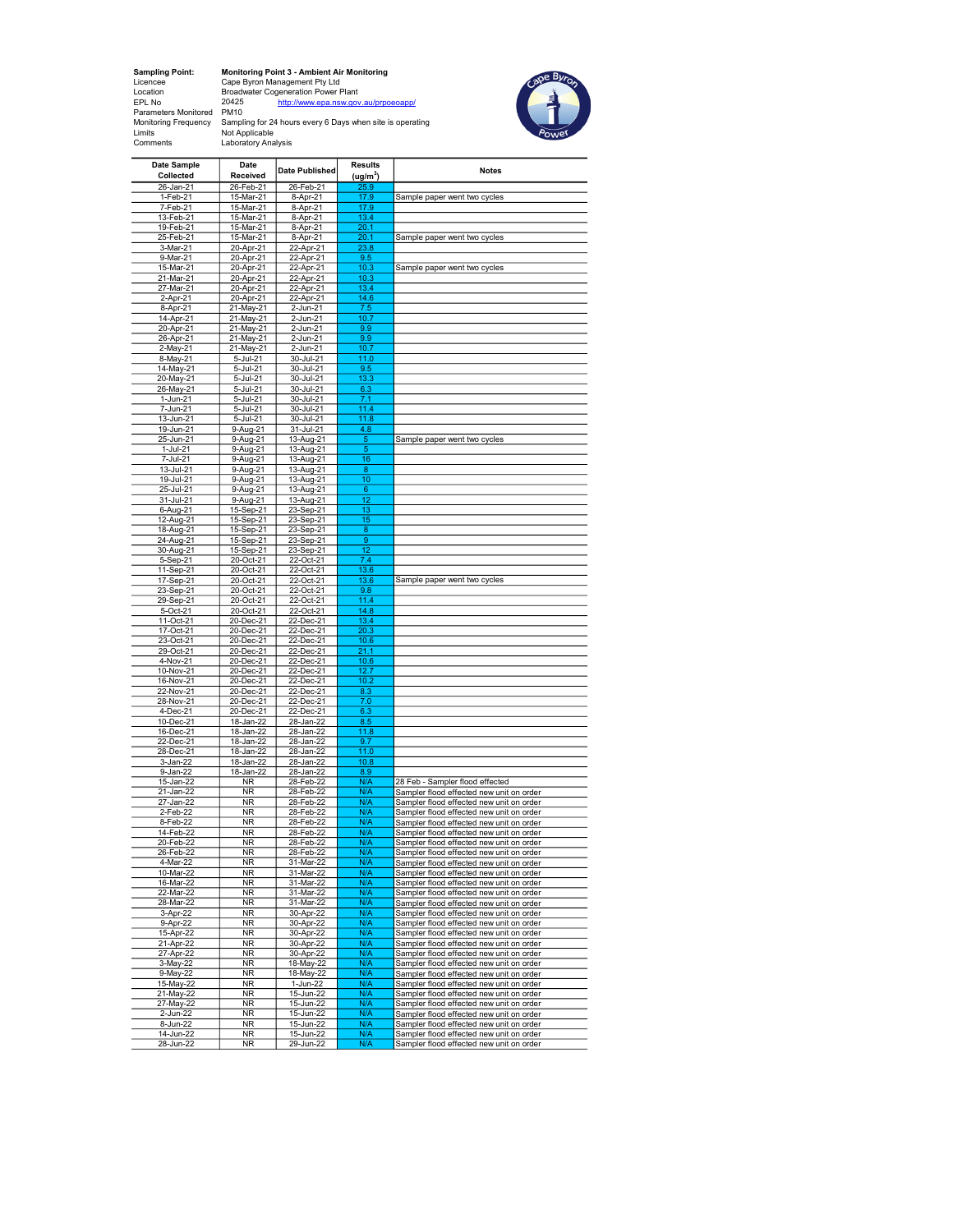| | |
|---|---|
| **Sampling Point:** | **Monitoring Point 3 - Ambient Air Monitoring** |
| Licencee | Cape Byron Management Pty Ltd |
| Location | Broadwater Cogeneration Power Plant |
| EPL No | 20425 http://www.epa.nsw.gov.au/prpoeoapp/ |
| Parameters Monitored | PM10 |
| Monitoring Frequency | Sampling for 24 hours every 6 Days when site is operating |
| Limits | Not Applicable |
| Comments | Laboratory Analysis |

| Date Sample Collected | Date Received | Date Published | Results (ug/m$^3$) | Notes |
|---|---|---|---|---|
| 26-Jan-21 | 26-Feb-21 | 26-Feb-21 | 25.9 | |
| 1-Feb-21 | 15-Mar-21 | 8-Apr-21 | 17.9 | Sample paper went two cycles |
| 7-Feb-21 | 15-Mar-21 | 8-Apr-21 | 17.9 | |
| 13-Feb-21 | 15-Mar-21 | 8-Apr-21 | 13.4 | |
| 19-Feb-21 | 15-Mar-21 | 8-Apr-21 | 20.1 | |
| 25-Feb-21 | 15-Mar-21 | 8-Apr-21 | 20.1 | Sample paper went two cycles |
| 3-Mar-21 | 20-Apr-21 | 22-Apr-21 | 23.8 | |
| 9-Mar-21 | 20-Apr-21 | 22-Apr-21 | 9.5 | |
| 15-Mar-21 | 20-Apr-21 | 22-Apr-21 | 10.3 | Sample paper went two cycles |
| 21-Mar-21 | 20-Apr-21 | 22-Apr-21 | 10.3 | |
| 27-Mar-21 | 20-Apr-21 | 22-Apr-21 | 13.4 | |
| 2-Apr-21 | 20-Apr-21 | 22-Apr-21 | 14.6 | |
| 8-Apr-21 | 21-May-21 | 2-Jun-21 | 7.5 | |
| 14-Apr-21 | 21-May-21 | 2-Jun-21 | 10.7 | |
| 20-Apr-21 | 21-May-21 | 2-Jun-21 | 9.9 | |
| 26-Apr-21 | 21-May-21 | 2-Jun-21 | 9.9 | |
| 2-May-21 | 21-May-21 | 2-Jun-21 | 10.7 | |
| 8-May-21 | 5-Jul-21 | 30-Jul-21 | 11.0 | |
| 14-May-21 | 5-Jul-21 | 30-Jul-21 | 9.5 | |
| 20-May-21 | 5-Jul-21 | 30-Jul-21 | 13.3 | |
| 26-May-21 | 5-Jul-21 | 30-Jul-21 | 6.3 | |
| 1-Jun-21 | 5-Jul-21 | 30-Jul-21 | 7.1 | |
| 7-Jun-21 | 5-Jul-21 | 30-Jul-21 | 11.4 | |
| 13-Jun-21 | 5-Jul-21 | 30-Jul-21 | 11.8 | |
| 19-Jun-21 | 9-Aug-21 | 31-Jul-21 | 4.8 | |
| 25-Jun-21 | 9-Aug-21 | 13-Aug-21 | 5 | Sample paper went two cycles |
| 1-Jul-21 | 9-Aug-21 | 13-Aug-21 | 5 | |
| 7-Jul-21 | 9-Aug-21 | 13-Aug-21 | 16 | |
| 13-Jul-21 | 9-Aug-21 | 13-Aug-21 | 8 | |
| 19-Jul-21 | 9-Aug-21 | 13-Aug-21 | 10 | |
| 25-Jul-21 | 9-Aug-21 | 13-Aug-21 | 6 | |
| 31-Jul-21 | 9-Aug-21 | 13-Aug-21 | 12 | |
| 6-Aug-21 | 15-Sep-21 | 23-Sep-21 | 13 | |
| 12-Aug-21 | 15-Sep-21 | 23-Sep-21 | 15 | |
| 18-Aug-21 | 15-Sep-21 | 23-Sep-21 | 8 | |
| 24-Aug-21 | 15-Sep-21 | 23-Sep-21 | 9 | |
| 30-Aug-21 | 15-Sep-21 | 23-Sep-21 | 12 | |
| 5-Sep-21 | 20-Oct-21 | 22-Oct-21 | 7.4 | |
| 11-Sep-21 | 20-Oct-21 | 22-Oct-21 | 13.6 | |
| 17-Sep-21 | 20-Oct-21 | 22-Oct-21 | 13.6 | Sample paper went two cycles |
| 23-Sep-21 | 20-Oct-21 | 22-Oct-21 | 9.8 | |
| 29-Sep-21 | 20-Oct-21 | 22-Oct-21 | 11.4 | |
| 5-Oct-21 | 20-Oct-21 | 22-Oct-21 | 14.8 | |
| 11-Oct-21 | 20-Dec-21 | 22-Dec-21 | 13.4 | |
| 17-Oct-21 | 20-Dec-21 | 22-Dec-21 | 20.3 | |
| 23-Oct-21 | 20-Dec-21 | 22-Dec-21 | 10.6 | |
| 29-Oct-21 | 20-Dec-21 | 22-Dec-21 | 21.1 | |
| 4-Nov-21 | 20-Dec-21 | 22-Dec-21 | 10.6 | |
| 10-Nov-21 | 20-Dec-21 | 22-Dec-21 | 12.7 | |
| 16-Nov-21 | 20-Dec-21 | 22-Dec-21 | 10.2 | |
| 22-Nov-21 | 20-Dec-21 | 22-Dec-21 | 8.3 | |
| 28-Nov-21 | 20-Dec-21 | 22-Dec-21 | 7.0 | |
| 4-Dec-21 | 20-Dec-21 | 22-Dec-21 | 6.3 | |
| 10-Dec-21 | 18-Jan-22 | 28-Jan-22 | 8.5 | |
| 16-Dec-21 | 18-Jan-22 | 28-Jan-22 | 11.8 | |
| 22-Dec-21 | 18-Jan-22 | 28-Jan-22 | 9.7 | |
| 28-Dec-21 | 18-Jan-22 | 28-Jan-22 | 11.0 | |
| 3-Jan-22 | 18-Jan-22 | 28-Jan-22 | 10.8 | |
| 9-Jan-22 | 18-Jan-22 | 28-Jan-22 | 8.9 | |
| 15-Jan-22 | NR | 28-Feb-22 | N/A | 28 Feb - Sampler flood effected |
| 21-Jan-22 | NR | 28-Feb-22 | N/A | Sampler flood effected new unit on order |
| 27-Jan-22 | NR | 28-Feb-22 | N/A | Sampler flood effected new unit on order |
| 2-Feb-22 | NR | 28-Feb-22 | N/A | Sampler flood effected new unit on order |
| 8-Feb-22 | NR | 28-Feb-22 | N/A | Sampler flood effected new unit on order |
| 14-Feb-22 | NR | 28-Feb-22 | N/A | Sampler flood effected new unit on order |
| 20-Feb-22 | NR | 28-Feb-22 | N/A | Sampler flood effected new unit on order |
| 26-Feb-22 | NR | 28-Feb-22 | N/A | Sampler flood effected new unit on order |
| 4-Mar-22 | NR | 31-Mar-22 | N/A | Sampler flood effected new unit on order |
| 10-Mar-22 | NR | 31-Mar-22 | N/A | Sampler flood effected new unit on order |
| 16-Mar-22 | NR | 31-Mar-22 | N/A | Sampler flood effected new unit on order |
| 22-Mar-22 | NR | 31-Mar-22 | N/A | Sampler flood effected new unit on order |
| 28-Mar-22 | NR | 31-Mar-22 | N/A | Sampler flood effected new unit on order |
| 3-Apr-22 | NR | 30-Apr-22 | N/A | Sampler flood effected new unit on order |
| 9-Apr-22 | NR | 30-Apr-22 | N/A | Sampler flood effected new unit on order |
| 15-Apr-22 | NR | 30-Apr-22 | N/A | Sampler flood effected new unit on order |
| 21-Apr-22 | NR | 30-Apr-22 | N/A | Sampler flood effected new unit on order |
| 27-Apr-22 | NR | 30-Apr-22 | N/A | Sampler flood effected new unit on order |
| 3-May-22 | NR | 18-May-22 | N/A | Sampler flood effected new unit on order |
| 9-May-22 | NR | 18-May-22 | N/A | Sampler flood effected new unit on order |
| 15-May-22 | NR | 1-Jun-22 | N/A | Sampler flood effected new unit on order |
| 21-May-22 | NR | 15-Jun-22 | N/A | Sampler flood effected new unit on order |
| 27-May-22 | NR | 15-Jun-22 | N/A | Sampler flood effected new unit on order |
| 2-Jun-22 | NR | 15-Jun-22 | N/A | Sampler flood effected new unit on order |
| 8-Jun-22 | NR | 15-Jun-22 | N/A | Sampler flood effected new unit on order |
| 14-Jun-22 | NR | 15-Jun-22 | N/A | Sampler flood effected new unit on order |
| 28-Jun-22 | NR | 29-Jun-22 | N/A | Sampler flood effected new unit on order |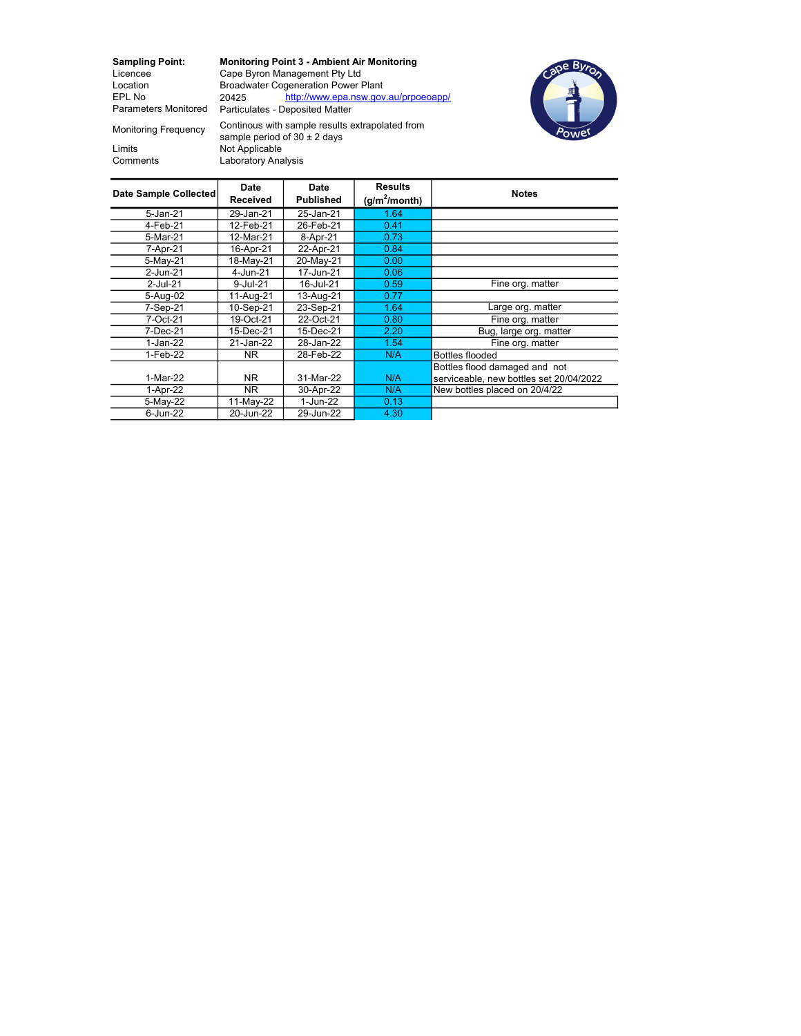| | |
|---|---|
| **Sampling Point:** | **Monitoring Point 3 - Ambient Air Monitoring** |
| Licencee | Cape Byron Management Pty Ltd |
| Location | Broadwater Cogeneration Power Plant |
| EPL No | 20425 http://www.epa.nsw.gov.au/prpoeoapp/ |
| Parameters Monitored | Particulates - Deposited Matter |
| Monitoring Frequency | Continous with sample results extrapolated from sample period of 30 ± 2 days |
| Limits | Not Applicable |
| Comments | Laboratory Analysis |

| Date Sample Collected | Date Received | Date Published | Results ($g/m^2$/month) | Notes |
|---|---|---|---|---|
| 5-Jan-21 | 29-Jan-21 | 25-Jan-21 | 1.64 | |
| 4-Feb-21 | 12-Feb-21 | 26-Feb-21 | 0.41 | |
| 5-Mar-21 | 12-Mar-21 | 8-Apr-21 | 0.73 | |
| 7-Apr-21 | 16-Apr-21 | 22-Apr-21 | 0.84 | |
| 5-May-21 | 18-May-21 | 20-May-21 | 0.00 | |
| 2-Jun-21 | 4-Jun-21 | 17-Jun-21 | 0.06 | |
| 2-Jul-21 | 9-Jul-21 | 16-Jul-21 | 0.59 | Fine org. matter |
| 5-Aug-02 | 11-Aug-21 | 13-Aug-21 | 0.77 | |
| 7-Sep-21 | 10-Sep-21 | 23-Sep-21 | 1.64 | Large org. matter |
| 7-Oct-21 | 19-Oct-21 | 22-Oct-21 | 0.80 | Fine org. matter |
| 7-Dec-21 | 15-Dec-21 | 15-Dec-21 | 2.20 | Bug, large org. matter |
| 1-Jan-22 | 21-Jan-22 | 28-Jan-22 | 1.54 | Fine org. matter |
| 1-Feb-22 | NR | 28-Feb-22 | N/A | Bottles flooded |
| 1-Mar-22 | NR | 31-Mar-22 | N/A | Bottles flood damaged and not serviceable, new bottles set 20/04/2022 |
| 1-Apr-22 | NR | 30-Apr-22 | N/A | New bottles placed on 20/4/22 |
| 5-May-22 | 11-May-22 | 1-Jun-22 | 0.13 | |
| 6-Jun-22 | 20-Jun-22 | 29-Jun-22 | 4.30 | |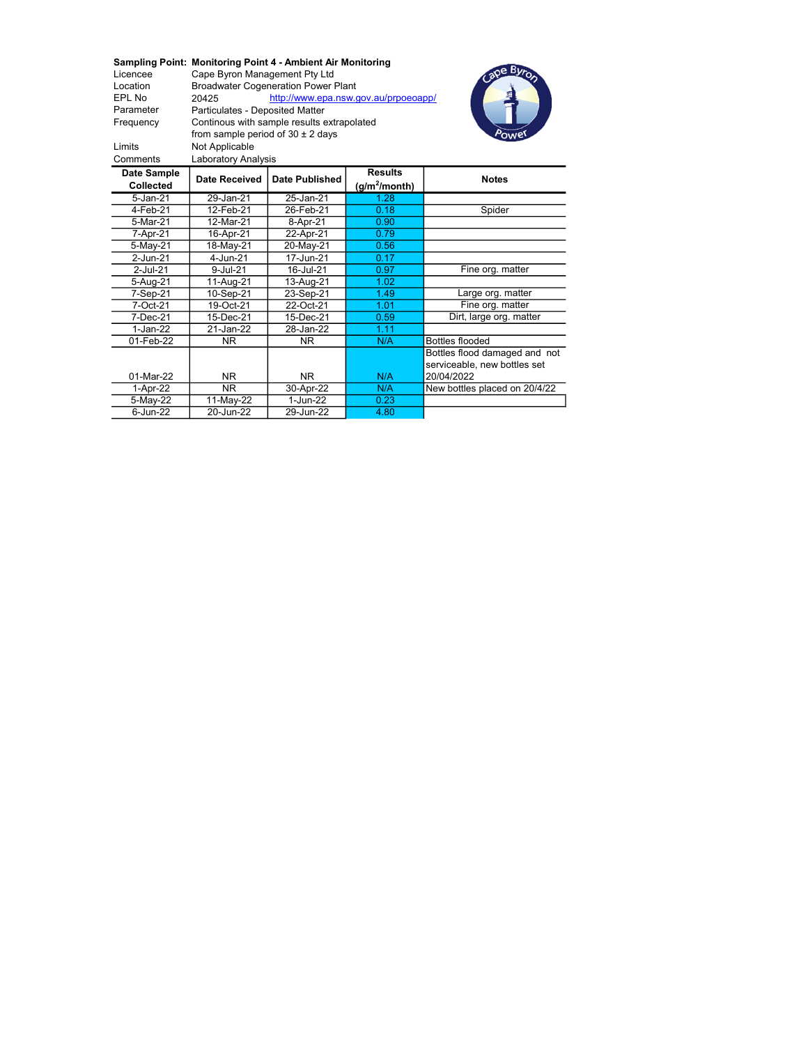| | |
|---|---|
| **Sampling Point:** | **Monitoring Point 4 - Ambient Air Monitoring** |
| Licencee | Cape Byron Management Pty Ltd |
| Location | Broadwater Cogeneration Power Plant |
| EPL No | 20425 http://www.epa.nsw.gov.au/prpoeoapp/ |
| Parameter | Particulates - Deposited Matter |
| Frequency | Continous with sample results extrapolated from sample period of 30 ± 2 days |
| Limits | Not Applicable |
| Comments | Laboratory Analysis |

| Date Sample Collected | Date Received | Date Published | Results ($g/m^2$/month) | Notes |
|---|---|---|---|---|
| 5-Jan-21 | 29-Jan-21 | 25-Jan-21 | 1.28 | |
| 4-Feb-21 | 12-Feb-21 | 26-Feb-21 | 0.18 | Spider |
| 5-Mar-21 | 12-Mar-21 | 8-Apr-21 | 0.90 | |
| 7-Apr-21 | 16-Apr-21 | 22-Apr-21 | 0.79 | |
| 5-May-21 | 18-May-21 | 20-May-21 | 0.56 | |
| 2-Jun-21 | 4-Jun-21 | 17-Jun-21 | 0.17 | |
| 2-Jul-21 | 9-Jul-21 | 16-Jul-21 | 0.97 | Fine org. matter |
| 5-Aug-21 | 11-Aug-21 | 13-Aug-21 | 1.02 | |
| 7-Sep-21 | 10-Sep-21 | 23-Sep-21 | 1.49 | Large org. matter |
| 7-Oct-21 | 19-Oct-21 | 22-Oct-21 | 1.01 | Fine org. matter |
| 7-Dec-21 | 15-Dec-21 | 15-Dec-21 | 0.59 | Dirt, large org. matter |
| 1-Jan-22 | 21-Jan-22 | 28-Jan-22 | 1.11 | |
| 01-Feb-22 | NR | NR | N/A | Bottles flooded |
| 01-Mar-22 | NR | NR | N/A | Bottles flood damaged and not serviceable, new bottles set 20/04/2022 |
| 1-Apr-22 | NR | 30-Apr-22 | N/A | New bottles placed on 20/4/22 |
| 5-May-22 | 11-May-22 | 1-Jun-22 | 0.23 | |
| 6-Jun-22 | 20-Jun-22 | 29-Jun-22 | 4.80 | |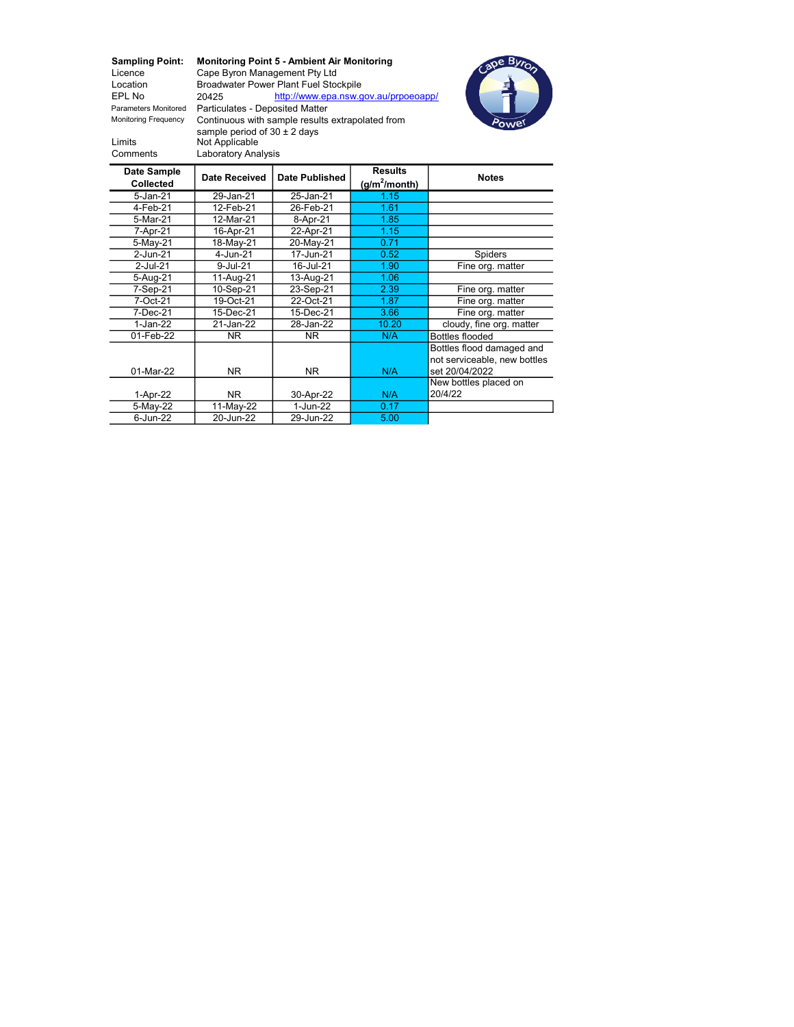| | |
|---|---|
| **Sampling Point:** | **Monitoring Point 5 - Ambient Air Monitoring** |
| Licence | Cape Byron Management Pty Ltd |
| Location | Broadwater Power Plant Fuel Stockpile |
| EPL No | 20425 http://www.epa.nsw.gov.au/prpoeoapp/ |
| Parameters Monitored | Particulates - Deposited Matter |
| Monitoring Frequency | Continuous with sample results extrapolated from sample period of 30 ± 2 days |
| Limits | Not Applicable |
| Comments | Laboratory Analysis |

| Date Sample Collected | Date Received | Date Published | Results ($g/m^2$/month) | Notes |
|---|---|---|---|---|
| 5-Jan-21 | 29-Jan-21 | 25-Jan-21 | 1.15 | |
| 4-Feb-21 | 12-Feb-21 | 26-Feb-21 | 1.61 | |
| 5-Mar-21 | 12-Mar-21 | 8-Apr-21 | 1.85 | |
| 7-Apr-21 | 16-Apr-21 | 22-Apr-21 | 1.15 | |
| 5-May-21 | 18-May-21 | 20-May-21 | 0.71 | |
| 2-Jun-21 | 4-Jun-21 | 17-Jun-21 | 0.52 | Spiders |
| 2-Jul-21 | 9-Jul-21 | 16-Jul-21 | 1.90 | Fine org. matter |
| 5-Aug-21 | 11-Aug-21 | 13-Aug-21 | 1.06 | |
| 7-Sep-21 | 10-Sep-21 | 23-Sep-21 | 2.39 | Fine org. matter |
| 7-Oct-21 | 19-Oct-21 | 22-Oct-21 | 1.87 | Fine org. matter |
| 7-Dec-21 | 15-Dec-21 | 15-Dec-21 | 3.66 | Fine org. matter |
| 1-Jan-22 | 21-Jan-22 | 28-Jan-22 | 10.20 | cloudy, fine org. matter |
| 01-Feb-22 | NR | NR | N/A | Bottles flooded |
| 01-Mar-22 | NR | NR | N/A | Bottles flood damaged and not serviceable, new bottles set 20/04/2022 |
| 1-Apr-22 | NR | 30-Apr-22 | N/A | New bottles placed on 20/4/22 |
| 5-May-22 | 11-May-22 | 1-Jun-22 | 0.17 | |
| 6-Jun-22 | 20-Jun-22 | 29-Jun-22 | 5.00 | |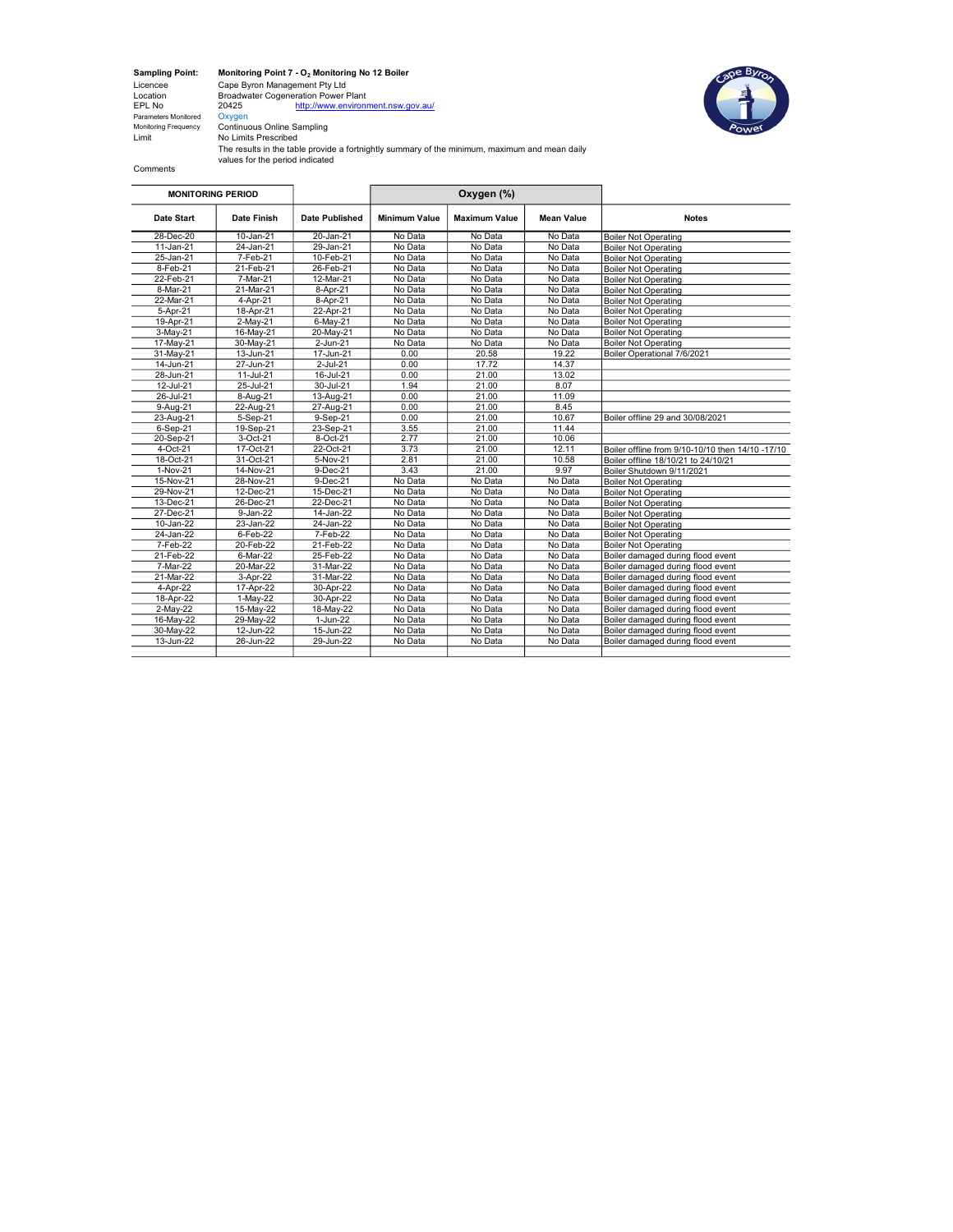| | |
|---|---|
| **Sampling Point:** | **Monitoring Point 7 - $O_2$ Monitoring No 12 Boiler** |
| Licencee | Cape Byron Management Pty Ltd |
| Location | Broadwater Cogeneration Power Plant |
| EPL No | 20425 http://www.environment.nsw.gov.au/ |
| Parameters Monitored | Oxygen |
| Monitoring Frequency | Continuous Online Sampling |
| Limit | No Limits Prescribed |
| Comments | The results in the table provide a fortnightly summary of the minimum, maximum and mean daily values for the period indicated |

| MONITORING PERIOD | | | Oxygen (%) | | | |
|---|---|---|---|---|---|---|
| **Date Start** | **Date Finish** | **Date Published** | **Minimum Value** | **Maximum Value** | **Mean Value** | **Notes** |
| 28-Dec-20 | 10-Jan-21 | 20-Jan-21 | No Data | No Data | No Data | Boiler Not Operating |
| 11-Jan-21 | 24-Jan-21 | 29-Jan-21 | No Data | No Data | No Data | Boiler Not Operating |
| 25-Jan-21 | 7-Feb-21 | 10-Feb-21 | No Data | No Data | No Data | Boiler Not Operating |
| 8-Feb-21 | 21-Feb-21 | 26-Feb-21 | No Data | No Data | No Data | Boiler Not Operating |
| 22-Feb-21 | 7-Mar-21 | 12-Mar-21 | No Data | No Data | No Data | Boiler Not Operating |
| 8-Mar-21 | 21-Mar-21 | 8-Apr-21 | No Data | No Data | No Data | Boiler Not Operating |
| 22-Mar-21 | 4-Apr-21 | 8-Apr-21 | No Data | No Data | No Data | Boiler Not Operating |
| 5-Apr-21 | 18-Apr-21 | 22-Apr-21 | No Data | No Data | No Data | Boiler Not Operating |
| 19-Apr-21 | 2-May-21 | 6-May-21 | No Data | No Data | No Data | Boiler Not Operating |
| 3-May-21 | 16-May-21 | 20-May-21 | No Data | No Data | No Data | Boiler Not Operating |
| 17-May-21 | 30-May-21 | 2-Jun-21 | No Data | No Data | No Data | Boiler Not Operating |
| 31-May-21 | 13-Jun-21 | 17-Jun-21 | 0.00 | 20.58 | 19.22 | Boiler Operational 7/6/2021 |
| 14-Jun-21 | 27-Jun-21 | 2-Jul-21 | 0.00 | 17.72 | 14.37 | |
| 28-Jun-21 | 11-Jul-21 | 16-Jul-21 | 0.00 | 21.00 | 13.02 | |
| 12-Jul-21 | 25-Jul-21 | 30-Jul-21 | 1.94 | 21.00 | 8.07 | |
| 26-Jul-21 | 8-Aug-21 | 13-Aug-21 | 0.00 | 21.00 | 11.09 | |
| 9-Aug-21 | 22-Aug-21 | 27-Aug-21 | 0.00 | 21.00 | 8.45 | |
| 23-Aug-21 | 5-Sep-21 | 9-Sep-21 | 0.00 | 21.00 | 10.67 | Boiler offline 29 and 30/08/2021 |
| 6-Sep-21 | 19-Sep-21 | 23-Sep-21 | 3.55 | 21.00 | 11.44 | |
| 20-Sep-21 | 3-Oct-21 | 8-Oct-21 | 2.77 | 21.00 | 10.06 | |
| 4-Oct-21 | 17-Oct-21 | 22-Oct-21 | 3.73 | 21.00 | 12.11 | Boiler offline from 9/10-10/10 then 14/10 -17/10 |
| 18-Oct-21 | 31-Oct-21 | 5-Nov-21 | 2.81 | 21.00 | 10.58 | Boiler offline 18/10/21 to 24/10/21 |
| 1-Nov-21 | 14-Nov-21 | 9-Dec-21 | 3.43 | 21.00 | 9.97 | Boiler Shutdown 9/11/2021 |
| 15-Nov-21 | 28-Nov-21 | 9-Dec-21 | No Data | No Data | No Data | Boiler Not Operating |
| 29-Nov-21 | 12-Dec-21 | 15-Dec-21 | No Data | No Data | No Data | Boiler Not Operating |
| 13-Dec-21 | 26-Dec-21 | 22-Dec-21 | No Data | No Data | No Data | Boiler Not Operating |
| 27-Dec-21 | 9-Jan-22 | 14-Jan-22 | No Data | No Data | No Data | Boiler Not Operating |
| 10-Jan-22 | 23-Jan-22 | 24-Jan-22 | No Data | No Data | No Data | Boiler Not Operating |
| 24-Jan-22 | 6-Feb-22 | 7-Feb-22 | No Data | No Data | No Data | Boiler Not Operating |
| 7-Feb-22 | 20-Feb-22 | 21-Feb-22 | No Data | No Data | No Data | Boiler Not Operating |
| 21-Feb-22 | 6-Mar-22 | 25-Feb-22 | No Data | No Data | No Data | Boiler damaged during flood event |
| 7-Mar-22 | 20-Mar-22 | 31-Mar-22 | No Data | No Data | No Data | Boiler damaged during flood event |
| 21-Mar-22 | 3-Apr-22 | 31-Mar-22 | No Data | No Data | No Data | Boiler damaged during flood event |
| 4-Apr-22 | 17-Apr-22 | 30-Apr-22 | No Data | No Data | No Data | Boiler damaged during flood event |
| 18-Apr-22 | 1-May-22 | 30-Apr-22 | No Data | No Data | No Data | Boiler damaged during flood event |
| 2-May-22 | 15-May-22 | 18-May-22 | No Data | No Data | No Data | Boiler damaged during flood event |
| 16-May-22 | 29-May-22 | 1-Jun-22 | No Data | No Data | No Data | Boiler damaged during flood event |
| 30-May-22 | 12-Jun-22 | 15-Jun-22 | No Data | No Data | No Data | Boiler damaged during flood event |
| 13-Jun-22 | 26-Jun-22 | 29-Jun-22 | No Data | No Data | No Data | Boiler damaged during flood event |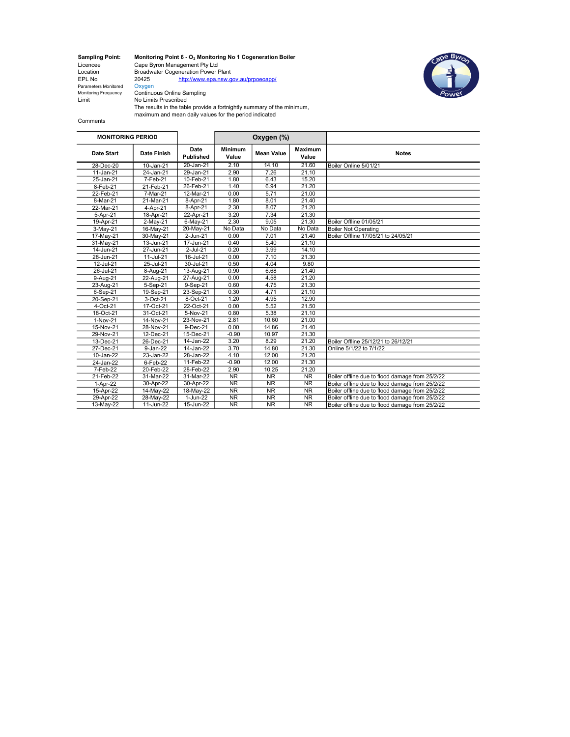| | |
|---|---|
| **Sampling Point:** | **Monitoring Point 6 - $O_2$ Monitoring No 1 Cogeneration Boiler** |
| Licencee | Cape Byron Management Pty Ltd |
| Location | Broadwater Cogeneration Power Plant |
| EPL No | 20425 http://www.epa.nsw.gov.au/prpoeoapp/ |
| Parameters Monitored | Oxygen |
| Monitoring Frequency | Continuous Online Sampling |
| Limit | No Limits Prescribed |
| | The results in the table provide a fortnightly summary of the minimum, maximum and mean daily values for the period indicated |
| Comments | |

| MONITORING PERIOD | | | Oxygen (%) | | | |
|---|---|---|---|---|---|---|
| Date Start | Date Finish | Date Published | Minimum Value | Mean Value | Maximum Value | Notes |
| 28-Dec-20 | 10-Jan-21 | 20-Jan-21 | 2.10 | 14.10 | 21.60 | Boiler Online 5/01/21 |
| 11-Jan-21 | 24-Jan-21 | 29-Jan-21 | 2.90 | 7.26 | 21.10 | |
| 25-Jan-21 | 7-Feb-21 | 10-Feb-21 | 1.80 | 6.43 | 15.20 | |
| 8-Feb-21 | 21-Feb-21 | 26-Feb-21 | 1.40 | 6.94 | 21.20 | |
| 22-Feb-21 | 7-Mar-21 | 12-Mar-21 | 0.00 | 5.71 | 21.00 | |
| 8-Mar-21 | 21-Mar-21 | 8-Apr-21 | 1.80 | 8.01 | 21.40 | |
| 22-Mar-21 | 4-Apr-21 | 8-Apr-21 | 2.30 | 8.07 | 21.20 | |
| 5-Apr-21 | 18-Apr-21 | 22-Apr-21 | 3.20 | 7.34 | 21.30 | |
| 19-Apr-21 | 2-May-21 | 6-May-21 | 2.30 | 9.05 | 21.30 | Boiler Offline 01/05/21 |
| 3-May-21 | 16-May-21 | 20-May-21 | No Data | No Data | No Data | Boiler Not Operating |
| 17-May-21 | 30-May-21 | 2-Jun-21 | 0.00 | 7.01 | 21.40 | Boiler Offline 17/05/21 to 24/05/21 |
| 31-May-21 | 13-Jun-21 | 17-Jun-21 | 0.40 | 5.40 | 21.10 | |
| 14-Jun-21 | 27-Jun-21 | 2-Jul-21 | 0.20 | 3.99 | 14.10 | |
| 28-Jun-21 | 11-Jul-21 | 16-Jul-21 | 0.00 | 7.10 | 21.30 | |
| 12-Jul-21 | 25-Jul-21 | 30-Jul-21 | 0.50 | 4.04 | 9.80 | |
| 26-Jul-21 | 8-Aug-21 | 13-Aug-21 | 0.90 | 6.68 | 21.40 | |
| 9-Aug-21 | 22-Aug-21 | 27-Aug-21 | 0.00 | 4.58 | 21.20 | |
| 23-Aug-21 | 5-Sep-21 | 9-Sep-21 | 0.60 | 4.75 | 21.30 | |
| 6-Sep-21 | 19-Sep-21 | 23-Sep-21 | 0.30 | 4.71 | 21.10 | |
| 20-Sep-21 | 3-Oct-21 | 8-Oct-21 | 1.20 | 4.95 | 12.90 | |
| 4-Oct-21 | 17-Oct-21 | 22-Oct-21 | 0.00 | 5.52 | 21.50 | |
| 18-Oct-21 | 31-Oct-21 | 5-Nov-21 | 0.80 | 5.38 | 21.10 | |
| 1-Nov-21 | 14-Nov-21 | 23-Nov-21 | 2.81 | 10.60 | 21.00 | |
| 15-Nov-21 | 28-Nov-21 | 9-Dec-21 | 0.00 | 14.86 | 21.40 | |
| 29-Nov-21 | 12-Dec-21 | 15-Dec-21 | -0.90 | 10.97 | 21.30 | |
| 13-Dec-21 | 26-Dec-21 | 14-Jan-22 | 3.20 | 8.29 | 21.20 | Boiler Offline 25/12/21 to 26/12/21 |
| 27-Dec-21 | 9-Jan-22 | 14-Jan-22 | 3.70 | 14.80 | 21.30 | Online 5/1/22 to 7/1/22 |
| 10-Jan-22 | 23-Jan-22 | 28-Jan-22 | 4.10 | 12.00 | 21.20 | |
| 24-Jan-22 | 6-Feb-22 | 11-Feb-22 | -0.90 | 12.00 | 21.30 | |
| 7-Feb-22 | 20-Feb-22 | 28-Feb-22 | 2.90 | 10.25 | 21.20 | |
| 21-Feb-22 | 31-Mar-22 | 31-Mar-22 | NR | NR | NR | Boiler offline due to flood damage from 25/2/22 |
| 1-Apr-22 | 30-Apr-22 | 30-Apr-22 | NR | NR | NR | Boiler offline due to flood damage from 25/2/22 |
| 15-Apr-22 | 14-May-22 | 18-May-22 | NR | NR | NR | Boiler offline due to flood damage from 25/2/22 |
| 29-Apr-22 | 28-May-22 | 1-Jun-22 | NR | NR | NR | Boiler offline due to flood damage from 25/2/22 |
| 13-May-22 | 11-Jun-22 | 15-Jun-22 | NR | NR | NR | Boiler offline due to flood damage from 25/2/22 |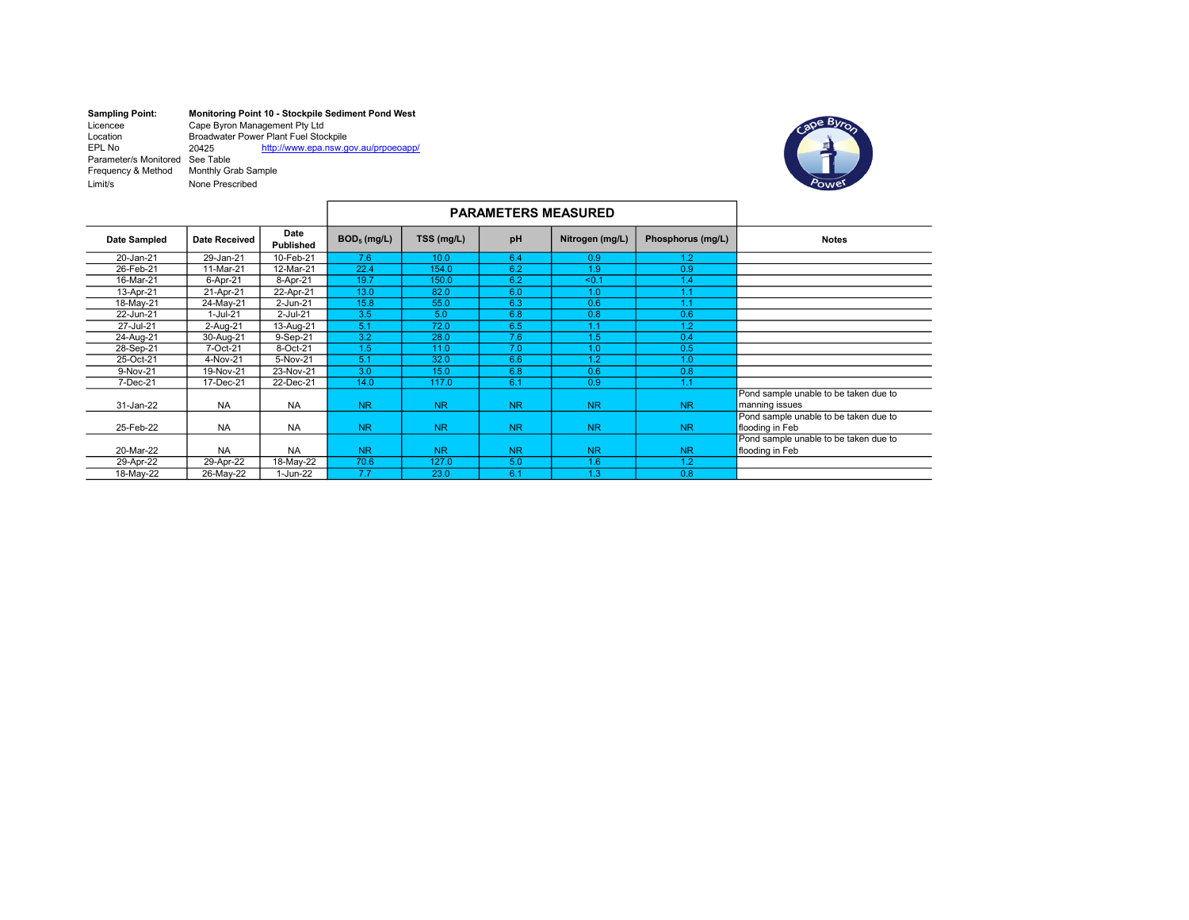**Sampling Point:** **Monitoring Point 10 - Stockpile Sediment Pond West**
Licencee: Cape Byron Management Pty Ltd
Location: Broadwater Power Plant Fuel Stockpile
EPL No: 20425 http://www.epa.nsw.gov.au/prpoeoapp/
Parameter/s Monitored: See Table
Frequency & Method: Monthly Grab Sample
Limit/s: None Prescribed

| Date Sampled | Date Received | Date Published | PARAMETERS MEASURED | | | | | Notes |
|---|---|---|---|---|---|---|---|---|
| | | | $BOD_5$ (mg/L) | TSS (mg/L) | pH | Nitrogen (mg/L) | Phosphorus (mg/L) | |
| 20-Jan-21 | 29-Jan-21 | 10-Feb-21 | 7.6 | 10.0 | 6.4 | 0.9 | 1.2 | |
| 26-Feb-21 | 11-Mar-21 | 12-Mar-21 | 22.4 | 154.0 | 6.2 | 1.9 | 0.9 | |
| 16-Mar-21 | 6-Apr-21 | 8-Apr-21 | 19.7 | 150.0 | 6.2 | <0.1 | 1.4 | |
| 13-Apr-21 | 21-Apr-21 | 22-Apr-21 | 13.0 | 82.0 | 6.0 | 1.0 | 1.1 | |
| 18-May-21 | 24-May-21 | 2-Jun-21 | 15.8 | 55.0 | 6.3 | 0.6 | 1.1 | |
| 22-Jun-21 | 1-Jul-21 | 2-Jul-21 | 3.5 | 5.0 | 6.8 | 0.8 | 0.6 | |
| 27-Jul-21 | 2-Aug-21 | 13-Aug-21 | 5.1 | 72.0 | 6.5 | 1.1 | 1.2 | |
| 24-Aug-21 | 30-Aug-21 | 9-Sep-21 | 3.2 | 28.0 | 7.6 | 1.5 | 0.4 | |
| 28-Sep-21 | 7-Oct-21 | 8-Oct-21 | 1.5 | 11.0 | 7.0 | 1.0 | 0.5 | |
| 25-Oct-21 | 4-Nov-21 | 5-Nov-21 | 5.1 | 32.0 | 6.6 | 1.2 | 1.0 | |
| 9-Nov-21 | 19-Nov-21 | 23-Nov-21 | 3.0 | 15.0 | 6.8 | 0.6 | 0.8 | |
| 7-Dec-21 | 17-Dec-21 | 22-Dec-21 | 14.0 | 117.0 | 6.1 | 0.9 | 1.1 | |
| 31-Jan-22 | NA | NA | NR | NR | NR | NR | NR | Pond sample unable to be taken due to manning issues |
| 25-Feb-22 | NA | NA | NR | NR | NR | NR | NR | Pond sample unable to be taken due to flooding in Feb |
| 20-Mar-22 | NA | NA | NR | NR | NR | NR | NR | Pond sample unable to be taken due to flooding in Feb |
| 29-Apr-22 | 29-Apr-22 | 18-May-22 | 70.6 | 127.0 | 5.0 | 1.6 | 1.2 | |
| 18-May-22 | 26-May-22 | 1-Jun-22 | 7.7 | 23.0 | 6.1 | 1.3 | 0.8 | |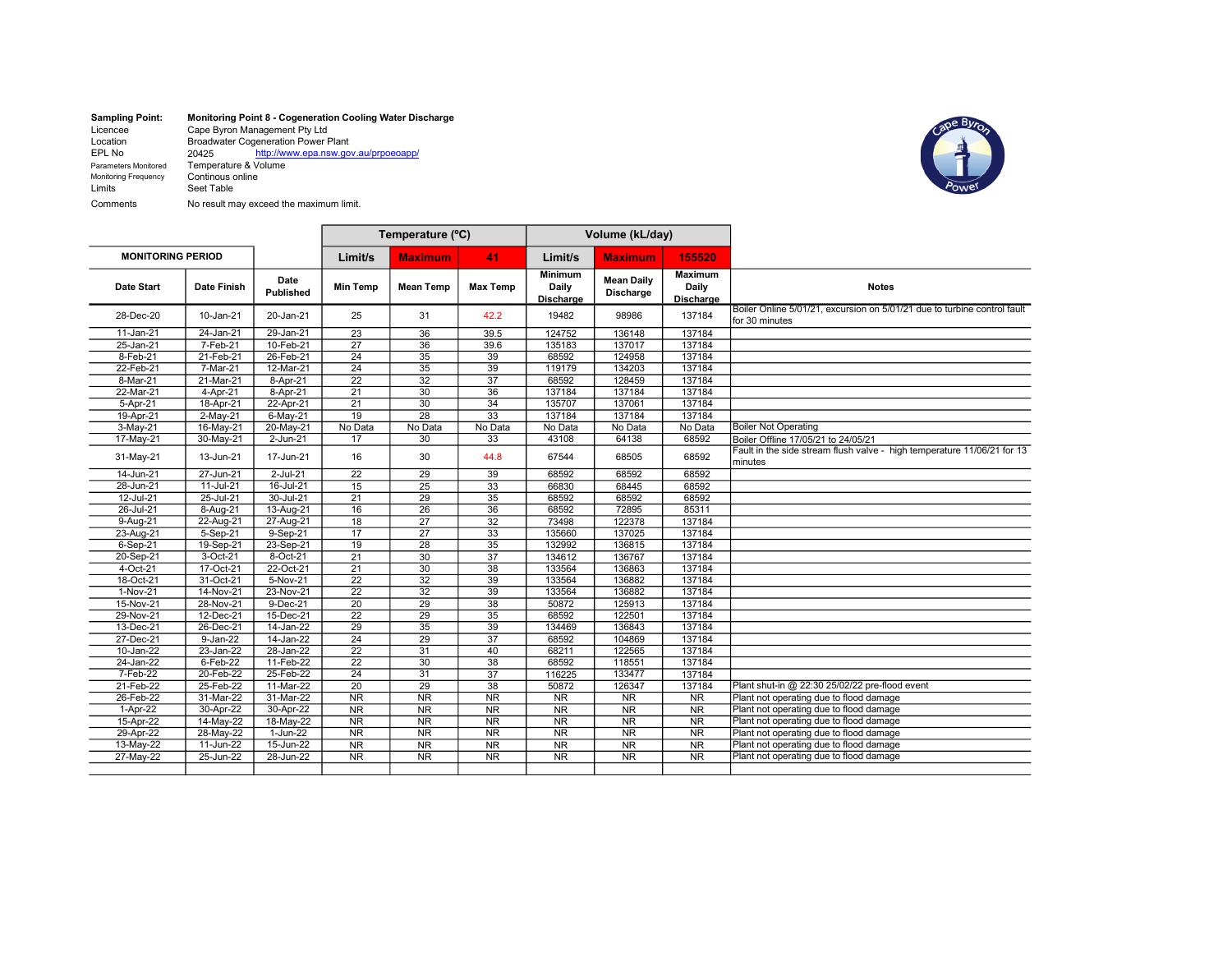| | |
|---|---|
| **Sampling Point:** | **Monitoring Point 8 - Cogeneration Cooling Water Discharge** |
| Licencee | Cape Byron Management Pty Ltd |
| Location | Broadwater Cogeneration Power Plant |
| EPL No | 20425 http://www.epa.nsw.gov.au/prpoeoapp/ |
| Parameters Monitored | Temperature & Volume |
| Monitoring Frequency | Continous online |
| Limits | Seet Table |
| Comments | No result may exceed the maximum limit. |

| | | | Temperature (ºC) | | | Volume (kL/day) | | | |
|---|---|---|---|---|---|---|---|---|---|
| **MONITORING PERIOD** | | | **Limit/s** | **Maximum** | **41** | **Limit/s** | **Maximum** | **155520** | |
| **Date Start** | **Date Finish** | **Date Published** | **Min Temp** | **Mean Temp** | **Max Temp** | **Minimum Daily Discharge** | **Mean Daily Discharge** | **Maximum Daily Discharge** | **Notes** |
| 28-Dec-20 | 10-Jan-21 | 20-Jan-21 | 25 | 31 | 42.2 | 19482 | 98986 | 137184 | Boiler Online 5/01/21, excursion on 5/01/21 due to turbine control fault for 30 minutes |
| 11-Jan-21 | 24-Jan-21 | 29-Jan-21 | 23 | 36 | 39.5 | 124752 | 136148 | 137184 | |
| 25-Jan-21 | 7-Feb-21 | 10-Feb-21 | 27 | 36 | 39.6 | 135183 | 137017 | 137184 | |
| 8-Feb-21 | 21-Feb-21 | 26-Feb-21 | 24 | 35 | 39 | 68592 | 124958 | 137184 | |
| 22-Feb-21 | 7-Mar-21 | 12-Mar-21 | 24 | 35 | 39 | 119179 | 134203 | 137184 | |
| 8-Mar-21 | 21-Mar-21 | 8-Apr-21 | 22 | 32 | 37 | 68592 | 128459 | 137184 | |
| 22-Mar-21 | 4-Apr-21 | 8-Apr-21 | 21 | 30 | 36 | 137184 | 137184 | 137184 | |
| 5-Apr-21 | 18-Apr-21 | 22-Apr-21 | 21 | 30 | 34 | 135707 | 137061 | 137184 | |
| 19-Apr-21 | 2-May-21 | 6-May-21 | 19 | 28 | 33 | 137184 | 137184 | 137184 | |
| 3-May-21 | 16-May-21 | 20-May-21 | No Data | No Data | No Data | No Data | No Data | No Data | Boiler Not Operating |
| 17-May-21 | 30-May-21 | 2-Jun-21 | 17 | 30 | 33 | 43108 | 64138 | 68592 | Boiler Offline 17/05/21 to 24/05/21 |
| 31-May-21 | 13-Jun-21 | 17-Jun-21 | 16 | 30 | 44.8 | 67544 | 68505 | 68592 | Fault in the side stream flush valve - high temperature 11/06/21 for 13 minutes |
| 14-Jun-21 | 27-Jun-21 | 2-Jul-21 | 22 | 29 | 39 | 68592 | 68592 | 68592 | |
| 28-Jun-21 | 11-Jul-21 | 16-Jul-21 | 15 | 25 | 33 | 66830 | 68445 | 68592 | |
| 12-Jul-21 | 25-Jul-21 | 30-Jul-21 | 21 | 29 | 35 | 68592 | 68592 | 68592 | |
| 26-Jul-21 | 8-Aug-21 | 13-Aug-21 | 16 | 26 | 36 | 68592 | 72895 | 85311 | |
| 9-Aug-21 | 22-Aug-21 | 27-Aug-21 | 18 | 27 | 32 | 73498 | 122378 | 137184 | |
| 23-Aug-21 | 5-Sep-21 | 9-Sep-21 | 17 | 27 | 33 | 135660 | 137025 | 137184 | |
| 6-Sep-21 | 19-Sep-21 | 23-Sep-21 | 19 | 28 | 35 | 132992 | 136815 | 137184 | |
| 20-Sep-21 | 3-Oct-21 | 8-Oct-21 | 21 | 30 | 37 | 134612 | 136767 | 137184 | |
| 4-Oct-21 | 17-Oct-21 | 22-Oct-21 | 21 | 30 | 38 | 133564 | 136863 | 137184 | |
| 18-Oct-21 | 31-Oct-21 | 5-Nov-21 | 22 | 32 | 39 | 133564 | 136882 | 137184 | |
| 1-Nov-21 | 14-Nov-21 | 23-Nov-21 | 22 | 32 | 39 | 133564 | 136882 | 137184 | |
| 15-Nov-21 | 28-Nov-21 | 9-Dec-21 | 20 | 29 | 38 | 50872 | 125913 | 137184 | |
| 29-Nov-21 | 12-Dec-21 | 15-Dec-21 | 22 | 29 | 35 | 68592 | 122501 | 137184 | |
| 13-Dec-21 | 26-Dec-21 | 14-Jan-22 | 29 | 35 | 39 | 134469 | 136843 | 137184 | |
| 27-Dec-21 | 9-Jan-22 | 14-Jan-22 | 24 | 29 | 37 | 68592 | 104869 | 137184 | |
| 10-Jan-22 | 23-Jan-22 | 28-Jan-22 | 22 | 31 | 40 | 68211 | 122565 | 137184 | |
| 24-Jan-22 | 6-Feb-22 | 11-Feb-22 | 22 | 30 | 38 | 68592 | 118551 | 137184 | |
| 7-Feb-22 | 20-Feb-22 | 25-Feb-22 | 24 | 31 | 37 | 116225 | 133477 | 137184 | |
| 21-Feb-22 | 25-Feb-22 | 11-Mar-22 | 20 | 29 | 38 | 50872 | 126347 | 137184 | Plant shut-in @ 22:30 25/02/22 pre-flood event |
| 26-Feb-22 | 31-Mar-22 | 31-Mar-22 | NR | NR | NR | NR | NR | NR | Plant not operating due to flood damage |
| 1-Apr-22 | 30-Apr-22 | 30-Apr-22 | NR | NR | NR | NR | NR | NR | Plant not operating due to flood damage |
| 15-Apr-22 | 14-May-22 | 18-May-22 | NR | NR | NR | NR | NR | NR | Plant not operating due to flood damage |
| 29-Apr-22 | 28-May-22 | 1-Jun-22 | NR | NR | NR | NR | NR | NR | Plant not operating due to flood damage |
| 13-May-22 | 11-Jun-22 | 15-Jun-22 | NR | NR | NR | NR | NR | NR | Plant not operating due to flood damage |
| 27-May-22 | 25-Jun-22 | 28-Jun-22 | NR | NR | NR | NR | NR | NR | Plant not operating due to flood damage |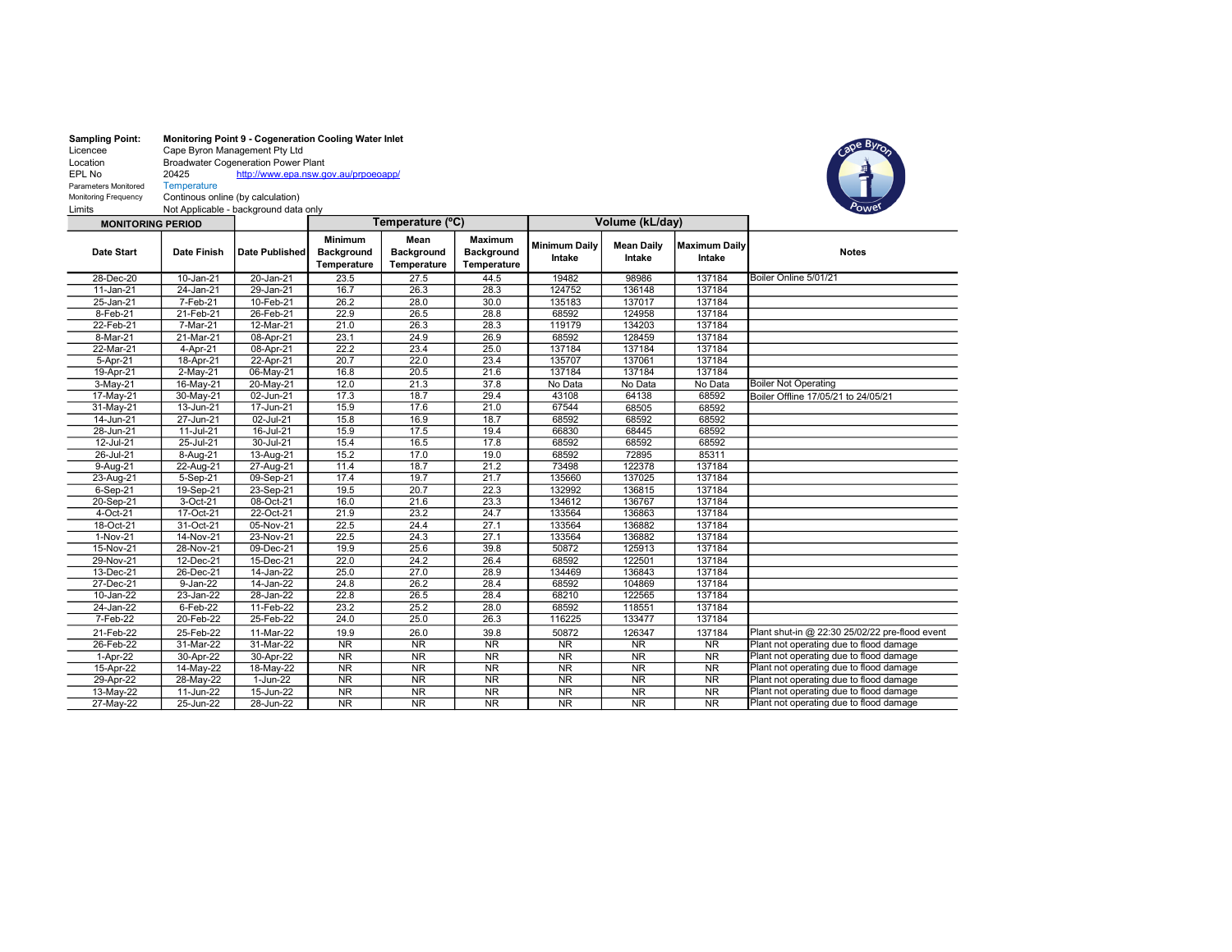| | |
|---|---|
| **Sampling Point:** | **Monitoring Point 9 - Cogeneration Cooling Water Inlet** |
| Licencee | Cape Byron Management Pty Ltd |
| Location | Broadwater Cogeneration Power Plant |
| EPL No | 20425 http://www.epa.nsw.gov.au/prpoeoapp/ |
| Parameters Monitored | Temperature |
| Monitoring Frequency | Continous online (by calculation) |
| Limits | Not Applicable - background data only |

| MONITORING PERIOD | | | Temperature (ºC) | | | Volume (kL/day) | | | |
|---|---|---|---|---|---|---|---|---|---|
| Date Start | Date Finish | Date Published | Minimum Background Temperature | Mean Background Temperature | Maximum Background Temperature | Minimum Daily Intake | Mean Daily Intake | Maximum Daily Intake | Notes |
| 28-Dec-20 | 10-Jan-21 | 20-Jan-21 | 23.5 | 27.5 | 44.5 | 19482 | 98986 | 137184 | Boiler Online 5/01/21 |
| 11-Jan-21 | 24-Jan-21 | 29-Jan-21 | 16.7 | 26.3 | 28.3 | 124752 | 136148 | 137184 | |
| 25-Jan-21 | 7-Feb-21 | 10-Feb-21 | 26.2 | 28.0 | 30.0 | 135183 | 137017 | 137184 | |
| 8-Feb-21 | 21-Feb-21 | 26-Feb-21 | 22.9 | 26.5 | 28.8 | 68592 | 124958 | 137184 | |
| 22-Feb-21 | 7-Mar-21 | 12-Mar-21 | 21.0 | 26.3 | 28.3 | 119179 | 134203 | 137184 | |
| 8-Mar-21 | 21-Mar-21 | 08-Apr-21 | 23.1 | 24.9 | 26.9 | 68592 | 128459 | 137184 | |
| 22-Mar-21 | 4-Apr-21 | 08-Apr-21 | 22.2 | 23.4 | 25.0 | 137184 | 137184 | 137184 | |
| 5-Apr-21 | 18-Apr-21 | 22-Apr-21 | 20.7 | 22.0 | 23.4 | 135707 | 137061 | 137184 | |
| 19-Apr-21 | 2-May-21 | 06-May-21 | 16.8 | 20.5 | 21.6 | 137184 | 137184 | 137184 | |
| 3-May-21 | 16-May-21 | 20-May-21 | 12.0 | 21.3 | 37.8 | No Data | No Data | No Data | Boiler Not Operating |
| 17-May-21 | 30-May-21 | 02-Jun-21 | 17.3 | 18.7 | 29.4 | 43108 | 64138 | 68592 | Boiler Offline 17/05/21 to 24/05/21 |
| 31-May-21 | 13-Jun-21 | 17-Jun-21 | 15.9 | 17.6 | 21.0 | 67544 | 68505 | 68592 | |
| 14-Jun-21 | 27-Jun-21 | 02-Jul-21 | 15.8 | 16.9 | 18.7 | 68592 | 68592 | 68592 | |
| 28-Jun-21 | 11-Jul-21 | 16-Jul-21 | 15.9 | 17.5 | 19.4 | 66830 | 68445 | 68592 | |
| 12-Jul-21 | 25-Jul-21 | 30-Jul-21 | 15.4 | 16.5 | 17.8 | 68592 | 68592 | 68592 | |
| 26-Jul-21 | 8-Aug-21 | 13-Aug-21 | 15.2 | 17.0 | 19.0 | 68592 | 72895 | 85311 | |
| 9-Aug-21 | 22-Aug-21 | 27-Aug-21 | 11.4 | 18.7 | 21.2 | 73498 | 122378 | 137184 | |
| 23-Aug-21 | 5-Sep-21 | 09-Sep-21 | 17.4 | 19.7 | 21.7 | 135660 | 137025 | 137184 | |
| 6-Sep-21 | 19-Sep-21 | 23-Sep-21 | 19.5 | 20.7 | 22.3 | 132992 | 136815 | 137184 | |
| 20-Sep-21 | 3-Oct-21 | 08-Oct-21 | 16.0 | 21.6 | 23.3 | 134612 | 136767 | 137184 | |
| 4-Oct-21 | 17-Oct-21 | 22-Oct-21 | 21.9 | 23.2 | 24.7 | 133564 | 136863 | 137184 | |
| 18-Oct-21 | 31-Oct-21 | 05-Nov-21 | 22.5 | 24.4 | 27.1 | 133564 | 136882 | 137184 | |
| 1-Nov-21 | 14-Nov-21 | 23-Nov-21 | 22.5 | 24.3 | 27.1 | 133564 | 136882 | 137184 | |
| 15-Nov-21 | 28-Nov-21 | 09-Dec-21 | 19.9 | 25.6 | 39.8 | 50872 | 125913 | 137184 | |
| 29-Nov-21 | 12-Dec-21 | 15-Dec-21 | 22.0 | 24.2 | 26.4 | 68592 | 122501 | 137184 | |
| 13-Dec-21 | 26-Dec-21 | 14-Jan-22 | 25.0 | 27.0 | 28.9 | 134469 | 136843 | 137184 | |
| 27-Dec-21 | 9-Jan-22 | 14-Jan-22 | 24.8 | 26.2 | 28.4 | 68592 | 104869 | 137184 | |
| 10-Jan-22 | 23-Jan-22 | 28-Jan-22 | 22.8 | 26.5 | 28.4 | 68210 | 122565 | 137184 | |
| 24-Jan-22 | 6-Feb-22 | 11-Feb-22 | 23.2 | 25.2 | 28.0 | 68592 | 118551 | 137184 | |
| 7-Feb-22 | 20-Feb-22 | 25-Feb-22 | 24.0 | 25.0 | 26.3 | 116225 | 133477 | 137184 | |
| 21-Feb-22 | 25-Feb-22 | 11-Mar-22 | 19.9 | 26.0 | 39.8 | 50872 | 126347 | 137184 | Plant shut-in @ 22:30 25/02/22 pre-flood event |
| 26-Feb-22 | 31-Mar-22 | 31-Mar-22 | NR | NR | NR | NR | NR | NR | Plant not operating due to flood damage |
| 1-Apr-22 | 30-Apr-22 | 30-Apr-22 | NR | NR | NR | NR | NR | NR | Plant not operating due to flood damage |
| 15-Apr-22 | 14-May-22 | 18-May-22 | NR | NR | NR | NR | NR | NR | Plant not operating due to flood damage |
| 29-Apr-22 | 28-May-22 | 1-Jun-22 | NR | NR | NR | NR | NR | NR | Plant not operating due to flood damage |
| 13-May-22 | 11-Jun-22 | 15-Jun-22 | NR | NR | NR | NR | NR | NR | Plant not operating due to flood damage |
| 27-May-22 | 25-Jun-22 | 28-Jun-22 | NR | NR | NR | NR | NR | NR | Plant not operating due to flood damage |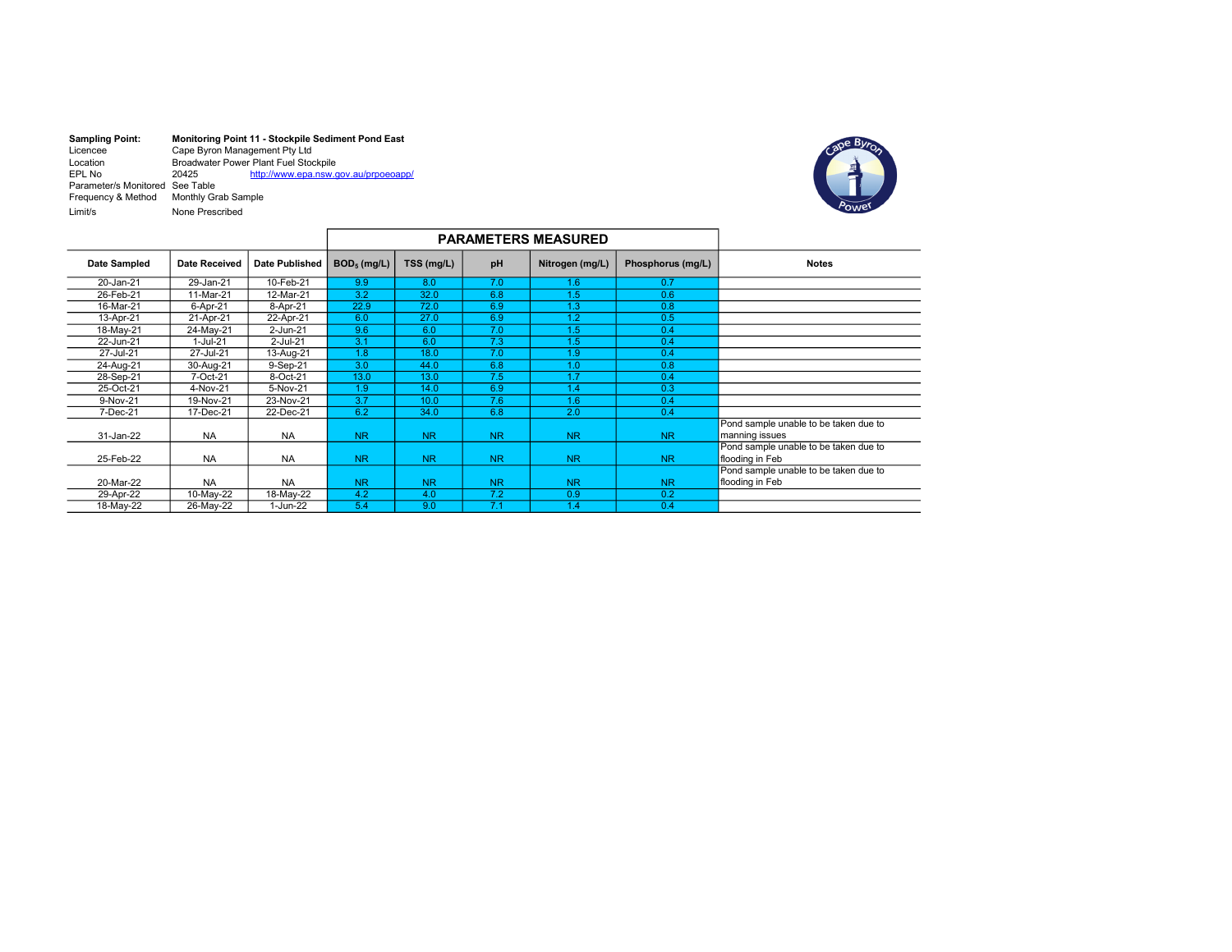| | |
|---|---|
| **Sampling Point:** | **Monitoring Point 11 - Stockpile Sediment Pond East** |
| Licencee | Cape Byron Management Pty Ltd |
| Location | Broadwater Power Plant Fuel Stockpile |
| EPL No | 20425 http://www.epa.nsw.gov.au/prpoeoapp/ |
| Parameter/s Monitored | See Table |
| Frequency & Method | Monthly Grab Sample |
| Limit/s | None Prescribed |

| | | | **PARAMETERS MEASURED** | | | | | |
|---|---|---|---|---|---|---|---|---|
| **Date Sampled** | **Date Received** | **Date Published** | **$BOD_5$ (mg/L)** | **TSS (mg/L)** | **pH** | **Nitrogen (mg/L)** | **Phosphorus (mg/L)** | **Notes** |
| 20-Jan-21 | 29-Jan-21 | 10-Feb-21 | 9.9 | 8.0 | 7.0 | 1.6 | 0.7 | |
| 26-Feb-21 | 11-Mar-21 | 12-Mar-21 | 3.2 | 32.0 | 6.8 | 1.5 | 0.6 | |
| 16-Mar-21 | 6-Apr-21 | 8-Apr-21 | 22.9 | 72.0 | 6.9 | 1.3 | 0.8 | |
| 13-Apr-21 | 21-Apr-21 | 22-Apr-21 | 6.0 | 27.0 | 6.9 | 1.2 | 0.5 | |
| 18-May-21 | 24-May-21 | 2-Jun-21 | 9.6 | 6.0 | 7.0 | 1.5 | 0.4 | |
| 22-Jun-21 | 1-Jul-21 | 2-Jul-21 | 3.1 | 6.0 | 7.3 | 1.5 | 0.4 | |
| 27-Jul-21 | 27-Jul-21 | 13-Aug-21 | 1.8 | 18.0 | 7.0 | 1.9 | 0.4 | |
| 24-Aug-21 | 30-Aug-21 | 9-Sep-21 | 3.0 | 44.0 | 6.8 | 1.0 | 0.8 | |
| 28-Sep-21 | 7-Oct-21 | 8-Oct-21 | 13.0 | 13.0 | 7.5 | 1.7 | 0.4 | |
| 25-Oct-21 | 4-Nov-21 | 5-Nov-21 | 1.9 | 14.0 | 6.9 | 1.4 | 0.3 | |
| 9-Nov-21 | 19-Nov-21 | 23-Nov-21 | 3.7 | 10.0 | 7.6 | 1.6 | 0.4 | |
| 7-Dec-21 | 17-Dec-21 | 22-Dec-21 | 6.2 | 34.0 | 6.8 | 2.0 | 0.4 | |
| 31-Jan-22 | NA | NA | NR | NR | NR | NR | NR | Pond sample unable to be taken due to manning issues |
| 25-Feb-22 | NA | NA | NR | NR | NR | NR | NR | Pond sample unable to be taken due to flooding in Feb |
| 20-Mar-22 | NA | NA | NR | NR | NR | NR | NR | Pond sample unable to be taken due to flooding in Feb |
| 29-Apr-22 | 10-May-22 | 18-May-22 | 4.2 | 4.0 | 7.2 | 0.9 | 0.2 | |
| 18-May-22 | 26-May-22 | 1-Jun-22 | 5.4 | 9.0 | 7.1 | 1.4 | 0.4 | |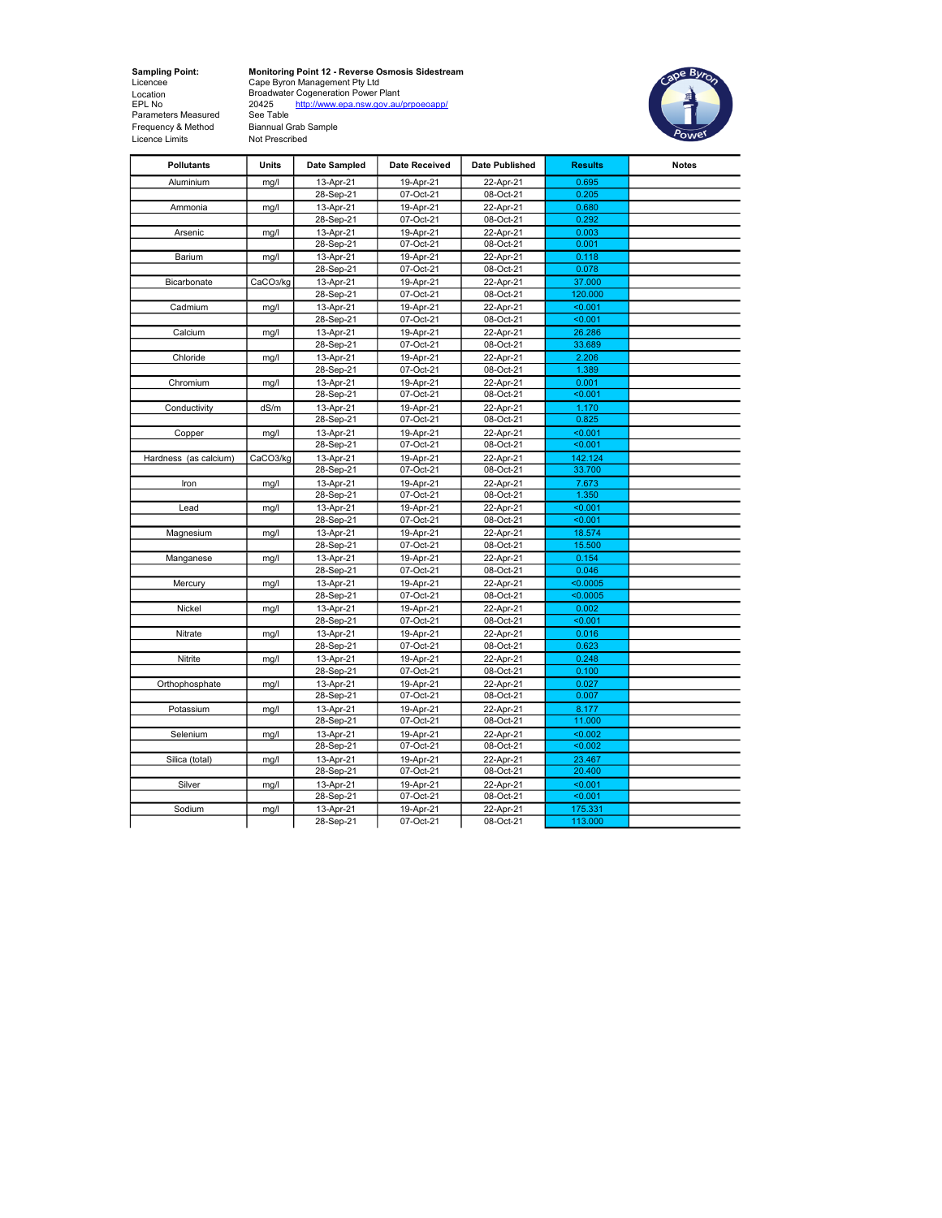| | |
|---|---|
| **Sampling Point:** | **Monitoring Point 12 - Reverse Osmosis Sidestream** |
| Licencee | Cape Byron Management Pty Ltd |
| Location | Broadwater Cogeneration Power Plant |
| EPL No | 20425 http://www.epa.nsw.gov.au/prpoeoapp/ |
| Parameters Measured | See Table |
| Frequency & Method | Biannual Grab Sample |
| Licence Limits | Not Prescribed |

| Pollutants | Units | Date Sampled | Date Received | Date Published | Results | Notes |
|---|---|---|---|---|---|---|
| Aluminium | mg/l | 13-Apr-21 | 19-Apr-21 | 22-Apr-21 | 0.695 | |
| | | 28-Sep-21 | 07-Oct-21 | 08-Oct-21 | 0.205 | |
| Ammonia | mg/l | 13-Apr-21 | 19-Apr-21 | 22-Apr-21 | 0.680 | |
| | | 28-Sep-21 | 07-Oct-21 | 08-Oct-21 | 0.292 | |
| Arsenic | mg/l | 13-Apr-21 | 19-Apr-21 | 22-Apr-21 | 0.003 | |
| | | 28-Sep-21 | 07-Oct-21 | 08-Oct-21 | 0.001 | |
| Barium | mg/l | 13-Apr-21 | 19-Apr-21 | 22-Apr-21 | 0.118 | |
| | | 28-Sep-21 | 07-Oct-21 | 08-Oct-21 | 0.078 | |
| Bicarbonate | $CaCO_3$/kg | 13-Apr-21 | 19-Apr-21 | 22-Apr-21 | 37.000 | |
| | | 28-Sep-21 | 07-Oct-21 | 08-Oct-21 | 120.000 | |
| Cadmium | mg/l | 13-Apr-21 | 19-Apr-21 | 22-Apr-21 | <0.001 | |
| | | 28-Sep-21 | 07-Oct-21 | 08-Oct-21 | <0.001 | |
| Calcium | mg/l | 13-Apr-21 | 19-Apr-21 | 22-Apr-21 | 26.286 | |
| | | 28-Sep-21 | 07-Oct-21 | 08-Oct-21 | 33.689 | |
| Chloride | mg/l | 13-Apr-21 | 19-Apr-21 | 22-Apr-21 | 2.206 | |
| | | 28-Sep-21 | 07-Oct-21 | 08-Oct-21 | 1.389 | |
| Chromium | mg/l | 13-Apr-21 | 19-Apr-21 | 22-Apr-21 | 0.001 | |
| | | 28-Sep-21 | 07-Oct-21 | 08-Oct-21 | <0.001 | |
| Conductivity | dS/m | 13-Apr-21 | 19-Apr-21 | 22-Apr-21 | 1.170 | |
| | | 28-Sep-21 | 07-Oct-21 | 08-Oct-21 | 0.825 | |
| Copper | mg/l | 13-Apr-21 | 19-Apr-21 | 22-Apr-21 | <0.001 | |
| | | 28-Sep-21 | 07-Oct-21 | 08-Oct-21 | <0.001 | |
| Hardness (as calcium) | CaCO3/kg | 13-Apr-21 | 19-Apr-21 | 22-Apr-21 | 142.124 | |
| | | 28-Sep-21 | 07-Oct-21 | 08-Oct-21 | 33.700 | |
| Iron | mg/l | 13-Apr-21 | 19-Apr-21 | 22-Apr-21 | 7.673 | |
| | | 28-Sep-21 | 07-Oct-21 | 08-Oct-21 | 1.350 | |
| Lead | mg/l | 13-Apr-21 | 19-Apr-21 | 22-Apr-21 | <0.001 | |
| | | 28-Sep-21 | 07-Oct-21 | 08-Oct-21 | <0.001 | |
| Magnesium | mg/l | 13-Apr-21 | 19-Apr-21 | 22-Apr-21 | 18.574 | |
| | | 28-Sep-21 | 07-Oct-21 | 08-Oct-21 | 15.500 | |
| Manganese | mg/l | 13-Apr-21 | 19-Apr-21 | 22-Apr-21 | 0.154 | |
| | | 28-Sep-21 | 07-Oct-21 | 08-Oct-21 | 0.046 | |
| Mercury | mg/l | 13-Apr-21 | 19-Apr-21 | 22-Apr-21 | <0.0005 | |
| | | 28-Sep-21 | 07-Oct-21 | 08-Oct-21 | <0.0005 | |
| Nickel | mg/l | 13-Apr-21 | 19-Apr-21 | 22-Apr-21 | 0.002 | |
| | | 28-Sep-21 | 07-Oct-21 | 08-Oct-21 | <0.001 | |
| Nitrate | mg/l | 13-Apr-21 | 19-Apr-21 | 22-Apr-21 | 0.016 | |
| | | 28-Sep-21 | 07-Oct-21 | 08-Oct-21 | 0.623 | |
| Nitrite | mg/l | 13-Apr-21 | 19-Apr-21 | 22-Apr-21 | 0.248 | |
| | | 28-Sep-21 | 07-Oct-21 | 08-Oct-21 | 0.100 | |
| Orthophosphate | mg/l | 13-Apr-21 | 19-Apr-21 | 22-Apr-21 | 0.027 | |
| | | 28-Sep-21 | 07-Oct-21 | 08-Oct-21 | 0.007 | |
| Potassium | mg/l | 13-Apr-21 | 19-Apr-21 | 22-Apr-21 | 8.177 | |
| | | 28-Sep-21 | 07-Oct-21 | 08-Oct-21 | 11.000 | |
| Selenium | mg/l | 13-Apr-21 | 19-Apr-21 | 22-Apr-21 | <0.002 | |
| | | 28-Sep-21 | 07-Oct-21 | 08-Oct-21 | <0.002 | |
| Silica (total) | mg/l | 13-Apr-21 | 19-Apr-21 | 22-Apr-21 | 23.467 | |
| | | 28-Sep-21 | 07-Oct-21 | 08-Oct-21 | 20.400 | |
| Silver | mg/l | 13-Apr-21 | 19-Apr-21 | 22-Apr-21 | <0.001 | |
| | | 28-Sep-21 | 07-Oct-21 | 08-Oct-21 | <0.001 | |
| Sodium | mg/l | 13-Apr-21 | 19-Apr-21 | 22-Apr-21 | 175.331 | |
| | | 28-Sep-21 | 07-Oct-21 | 08-Oct-21 | 113.000 | |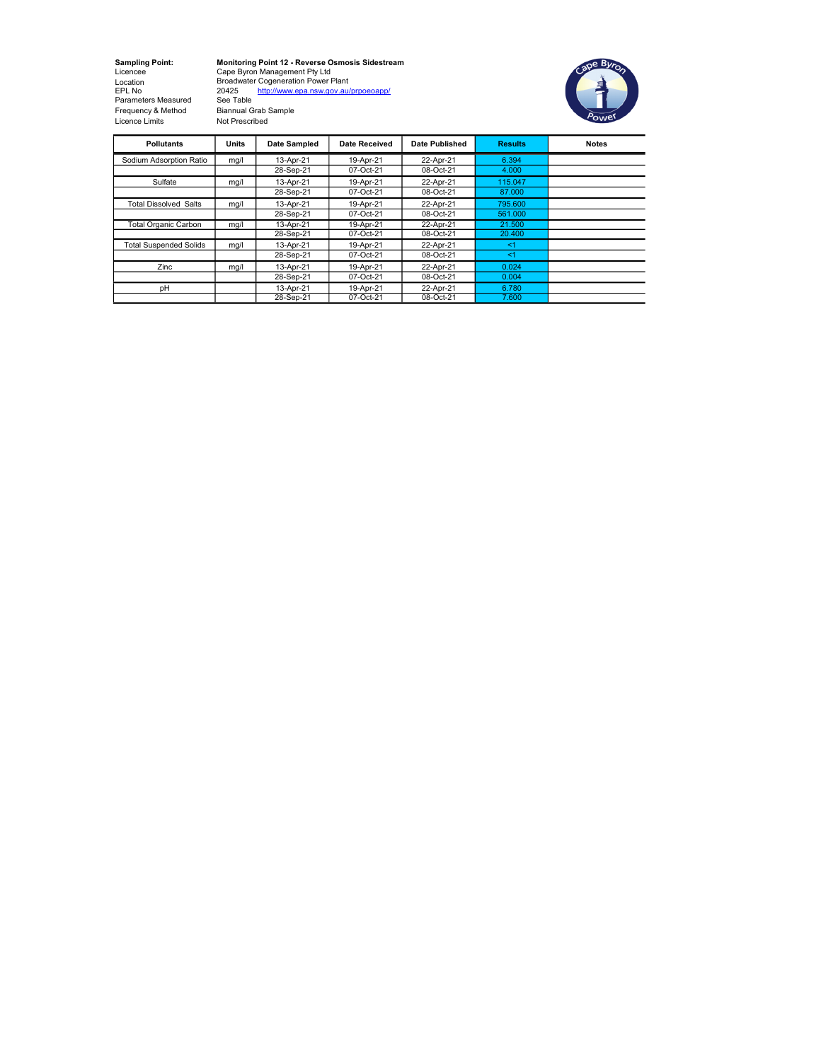**Sampling Point:** **Monitoring Point 12 - Reverse Osmosis Sidestream**
Licencee: Cape Byron Management Pty Ltd
Location: Broadwater Cogeneration Power Plant
EPL No: 20425 http://www.epa.nsw.gov.au/prpoeoapp/
Parameters Measured: See Table
Frequency & Method: Biannual Grab Sample
Licence Limits: Not Prescribed

| Pollutants | Units | Date Sampled | Date Received | Date Published | Results | Notes |
|---|---|---|---|---|---|---|
| Sodium Adsorption Ratio | mg/l | 13-Apr-21 | 19-Apr-21 | 22-Apr-21 | 6.394 | |
| | | 28-Sep-21 | 07-Oct-21 | 08-Oct-21 | 4.000 | |
| Sulfate | mg/l | 13-Apr-21 | 19-Apr-21 | 22-Apr-21 | 115.047 | |
| | | 28-Sep-21 | 07-Oct-21 | 08-Oct-21 | 87.000 | |
| Total Dissolved Salts | mg/l | 13-Apr-21 | 19-Apr-21 | 22-Apr-21 | 795.600 | |
| | | 28-Sep-21 | 07-Oct-21 | 08-Oct-21 | 561.000 | |
| Total Organic Carbon | mg/l | 13-Apr-21 | 19-Apr-21 | 22-Apr-21 | 21.500 | |
| | | 28-Sep-21 | 07-Oct-21 | 08-Oct-21 | 20.400 | |
| Total Suspended Solids | mg/l | 13-Apr-21 | 19-Apr-21 | 22-Apr-21 | <1 | |
| | | 28-Sep-21 | 07-Oct-21 | 08-Oct-21 | <1 | |
| Zinc | mg/l | 13-Apr-21 | 19-Apr-21 | 22-Apr-21 | 0.024 | |
| | | 28-Sep-21 | 07-Oct-21 | 08-Oct-21 | 0.004 | |
| pH | | 13-Apr-21 | 19-Apr-21 | 22-Apr-21 | 6.780 | |
| | | 28-Sep-21 | 07-Oct-21 | 08-Oct-21 | 7.600 | |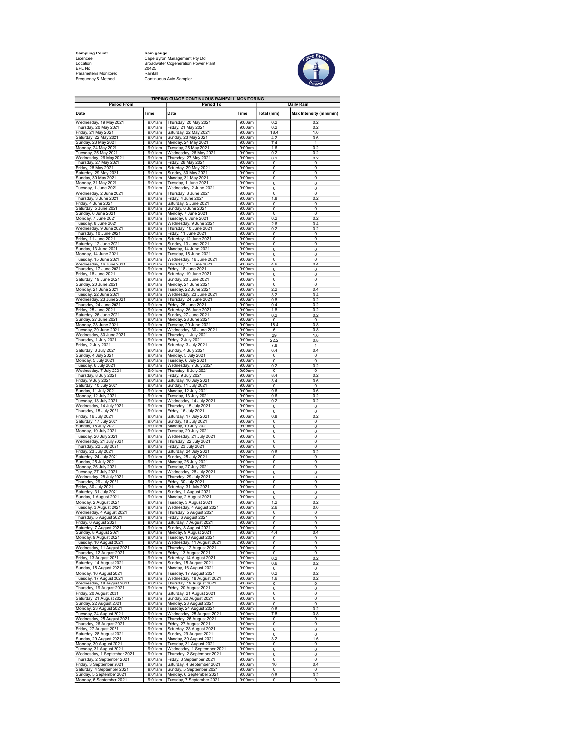**Sampling Point:** Rain gauge

| | |
|---|---|
| Licencee | Cape Byron Management Pty Ltd |
| Location | Broadwater Cogeneration Power Plant |
| EPL No | 20425 |
| Parameter/s Monitored | Rainfall |
| Frequency & Method | Continuous Auto Sampler |

**TIPPING GUAGE CONTINUOUS RAINFALL MONITORING**

| Period From | | Period To | | Daily Rain | |
|---|---|---|---|---|---|
| **Date** | **Time** | **Date** | **Time** | **Total (mm)** | **Max Intensity (mm/min)** |
| Wednesday, 19 May 2021 | 9:01am | Thursday, 20 May 2021 | 9:00am | 0.2 | 0.2 |
| Thursday, 20 May 2021 | 9:01am | Friday, 21 May 2021 | 9:00am | 0.2 | 0.2 |
| Friday, 21 May 2021 | 9:01am | Saturday, 22 May 2021 | 9:00am | 18.4 | 1.6 |
| Saturday, 22 May 2021 | 9:01am | Sunday, 23 May 2021 | 9:00am | 4.2 | 0.6 |
| Sunday, 23 May 2021 | 9:01am | Monday, 24 May 2021 | 9:00am | 7.4 | 1 |
| Monday, 24 May 2021 | 9:01am | Tuesday, 25 May 2021 | 9:00am | 1.6 | 0.2 |
| Tuesday, 25 May 2021 | 9:01am | Wednesday, 26 May 2021 | 9:00am | 0.2 | 0.2 |
| Wednesday, 26 May 2021 | 9:01am | Thursday, 27 May 2021 | 9:00am | 0.2 | 0.2 |
| Thursday, 27 May 2021 | 9:01am | Friday, 28 May 2021 | 9:00am | 0 | 0 |
| Friday, 28 May 2021 | 9:01am | Saturday, 29 May 2021 | 9:00am | 0 | 0 |
| Saturday, 29 May 2021 | 9:01am | Sunday, 30 May 2021 | 9:00am | 0 | 0 |
| Sunday, 30 May 2021 | 9:01am | Monday, 31 May 2021 | 9:00am | 0 | 0 |
| Monday, 31 May 2021 | 9:01am | Tuesday, 1 June 2021 | 9:00am | 0 | 0 |
| Tuesday, 1 June 2021 | 9:01am | Wednesday, 2 June 2021 | 9:00am | 0 | 0 |
| Wednesday, 2 June 2021 | 9:01am | Thursday, 3 June 2021 | 9:00am | 0 | 0 |
| Thursday, 3 June 2021 | 9:01am | Friday, 4 June 2021 | 9:00am | 1.8 | 0.2 |
| Friday, 4 June 2021 | 9:01am | Saturday, 5 June 2021 | 9:00am | 0 | 0 |
| Saturday, 5 June 2021 | 9:01am | Sunday, 6 June 2021 | 9:00am | 0 | 0 |
| Sunday, 6 June 2021 | 9:01am | Monday, 7 June 2021 | 9:00am | 0 | 0 |
| Monday, 7 June 2021 | 9:01am | Tuesday, 8 June 2021 | 9:00am | 0.2 | 0.2 |
| Tuesday, 8 June 2021 | 9:01am | Wednesday, 9 June 2021 | 9:00am | 2.6 | 0.4 |
| Wednesday, 9 June 2021 | 9:01am | Thursday, 10 June 2021 | 9:00am | 0.2 | 0.2 |
| Thursday, 10 June 2021 | 9:01am | Friday, 11 June 2021 | 9:00am | 0 | 0 |
| Friday, 11 June 2021 | 9:01am | Saturday, 12 June 2021 | 9:00am | 0 | 0 |
| Saturday, 12 June 2021 | 9:01am | Sunday, 13 June 2021 | 9:00am | 0 | 0 |
| Sunday, 13 June 2021 | 9:01am | Monday, 14 June 2021 | 9:00am | 0 | 0 |
| Monday, 14 June 2021 | 9:01am | Tuesday, 15 June 2021 | 9:00am | 0 | 0 |
| Tuesday, 15 June 2021 | 9:01am | Wednesday, 16 June 2021 | 9:00am | 0 | 0 |
| Wednesday, 16 June 2021 | 9:01am | Thursday, 17 June 2021 | 9:00am | 4.6 | 0.4 |
| Thursday, 17 June 2021 | 9:01am | Friday, 18 June 2021 | 9:00am | 0 | 0 |
| Friday, 18 June 2021 | 9:01am | Saturday, 19 June 2021 | 9:00am | 0 | 0 |
| Saturday, 19 June 2021 | 9:01am | Sunday, 20 June 2021 | 9:00am | 0 | 0 |
| Sunday, 20 June 2021 | 9:01am | Monday, 21 June 2021 | 9:00am | 0 | 0 |
| Monday, 21 June 2021 | 9:01am | Tuesday, 22 June 2021 | 9:00am | 2.2 | 0.4 |
| Tuesday, 22 June 2021 | 9:01am | Wednesday, 23 June 2021 | 9:00am | 3.2 | 0.4 |
| Wednesday, 23 June 2021 | 9:01am | Thursday, 24 June 2021 | 9:00am | 0.8 | 0.2 |
| Thursday, 24 June 2021 | 9:01am | Friday, 25 June 2021 | 9:00am | 0.4 | 0.2 |
| Friday, 25 June 2021 | 9:01am | Saturday, 26 June 2021 | 9:00am | 1.8 | 0.2 |
| Saturday, 26 June 2021 | 9:01am | Sunday, 27 June 2021 | 9:00am | 0.2 | 0.2 |
| Sunday, 27 June 2021 | 9:01am | Monday, 28 June 2021 | 9:00am | 0 | 0 |
| Monday, 28 June 2021 | 9:01am | Tuesday, 29 June 2021 | 9:00am | 18.4 | 0.8 |
| Tuesday, 29 June 2021 | 9:01am | Wednesday, 30 June 2021 | 9:00am | 6 | 0.8 |
| Wednesday, 30 June 2021 | 9:01am | Thursday, 1 July 2021 | 9:00am | 29 | 1.6 |
| Thursday, 1 July 2021 | 9:01am | Friday, 2 July 2021 | 9:00am | 22.2 | 0.8 |
| Friday, 2 July 2021 | 9:01am | Saturday, 3 July 2021 | 9:00am | 7.8 | 1 |
| Saturday, 3 July 2021 | 9:01am | Sunday, 4 July 2021 | 9:00am | 6.4 | 0.4 |
| Sunday, 4 July 2021 | 9:01am | Monday, 5 July 2021 | 9:00am | 0 | 0 |
| Monday, 5 July 2021 | 9:01am | Tuesday, 6 July 2021 | 9:00am | 0 | 0 |
| Tuesday, 6 July 2021 | 9:01am | Wednesday, 7 July 2021 | 9:00am | 0.2 | 0.2 |
| Wednesday, 7 July 2021 | 9:01am | Thursday, 8 July 2021 | 9:00am | 0 | 0 |
| Thursday, 8 July 2021 | 9:01am | Friday, 9 July 2021 | 9:00am | 8.4 | 0.2 |
| Friday, 9 July 2021 | 9:01am | Saturday, 10 July 2021 | 9:00am | 3.4 | 0.6 |
| Saturday, 10 July 2021 | 9:01am | Sunday, 11 July 2021 | 9:00am | 0 | 0 |
| Sunday, 11 July 2021 | 9:01am | Monday, 12 July 2021 | 9:00am | 9.6 | 0.6 |
| Monday, 12 July 2021 | 9:01am | Tuesday, 13 July 2021 | 9:00am | 0.6 | 0.2 |
| Tuesday, 13 July 2021 | 9:01am | Wednesday, 14 July 2021 | 9:00am | 0.2 | 0.2 |
| Wednesday, 14 July 2021 | 9:01am | Thursday, 15 July 2021 | 9:00am | 0 | 0 |
| Thursday, 15 July 2021 | 9:01am | Friday, 16 July 2021 | 9:00am | 0 | 0 |
| Friday, 16 July 2021 | 9:01am | Saturday, 17 July 2021 | 9:00am | 0.8 | 0.2 |
| Saturday, 17 July 2021 | 9:01am | Sunday, 18 July 2021 | 9:00am | 0 | 0 |
| Sunday, 18 July 2021 | 9:01am | Monday, 19 July 2021 | 9:00am | 0 | 0 |
| Monday, 19 July 2021 | 9:01am | Tuesday, 20 July 2021 | 9:00am | 0 | 0 |
| Tuesday, 20 July 2021 | 9:01am | Wednesday, 21 July 2021 | 9:00am | 0 | 0 |
| Wednesday, 21 July 2021 | 9:01am | Thursday, 22 July 2021 | 9:00am | 0 | 0 |
| Thursday, 22 July 2021 | 9:01am | Friday, 23 July 2021 | 9:00am | 0 | 0 |
| Friday, 23 July 2021 | 9:01am | Saturday, 24 July 2021 | 9:00am | 0.6 | 0.2 |
| Saturday, 24 July 2021 | 9:01am | Sunday, 25 July 2021 | 9:00am | 0 | 0 |
| Sunday, 25 July 2021 | 9:01am | Monday, 26 July 2021 | 9:00am | 0 | 0 |
| Monday, 26 July 2021 | 9:01am | Tuesday, 27 July 2021 | 9:00am | 0 | 0 |
| Tuesday, 27 July 2021 | 9:01am | Wednesday, 28 July 2021 | 9:00am | 0 | 0 |
| Wednesday, 28 July 2021 | 9:01am | Thursday, 29 July 2021 | 9:00am | 0 | 0 |
| Thursday, 29 July 2021 | 9:01am | Friday, 30 July 2021 | 9:00am | 0 | 0 |
| Friday, 30 July 2021 | 9:01am | Saturday, 31 July 2021 | 9:00am | 0 | 0 |
| Saturday, 31 July 2021 | 9:01am | Sunday, 1 August 2021 | 9:00am | 0 | 0 |
| Sunday, 1 August 2021 | 9:01am | Monday, 2 August 2021 | 9:00am | 0 | 0 |
| Monday, 2 August 2021 | 9:01am | Tuesday, 3 August 2021 | 9:00am | 1.2 | 0.2 |
| Tuesday, 3 August 2021 | 9:01am | Wednesday, 4 August 2021 | 9:00am | 2.6 | 0.6 |
| Wednesday, 4 August 2021 | 9:01am | Thursday, 5 August 2021 | 9:00am | 0 | 0 |
| Thursday, 5 August 2021 | 9:01am | Friday, 6 August 2021 | 9:00am | 0 | 0 |
| Friday, 6 August 2021 | 9:01am | Saturday, 7 August 2021 | 9:00am | 0 | 0 |
| Saturday, 7 August 2021 | 9:01am | Sunday, 8 August 2021 | 9:00am | 0 | 0 |
| Sunday, 8 August 2021 | 9:01am | Monday, 9 August 2021 | 9:00am | 4.4 | 0.4 |
| Monday, 9 August 2021 | 9:01am | Tuesday, 10 August 2021 | 9:00am | 0 | 0 |
| Tuesday, 10 August 2021 | 9:01am | Wednesday, 11 August 2021 | 9:00am | 0 | 0 |
| Wednesday, 11 August 2021 | 9:01am | Thursday, 12 August 2021 | 9:00am | 0 | 0 |
| Thursday, 12 August 2021 | 9:01am | Friday, 13 August 2021 | 9:00am | 0 | 0 |
| Friday, 13 August 2021 | 9:01am | Saturday, 14 August 2021 | 9:00am | 0.2 | 0.2 |
| Saturday, 14 August 2021 | 9:01am | Sunday, 15 August 2021 | 9:00am | 0.6 | 0.2 |
| Sunday, 15 August 2021 | 9:01am | Monday, 16 August 2021 | 9:00am | 0 | 0 |
| Monday, 16 August 2021 | 9:01am | Tuesday, 17 August 2021 | 9:00am | 0.2 | 0.2 |
| Tuesday, 17 August 2021 | 9:01am | Wednesday, 18 August 2021 | 9:00am | 1.6 | 0.2 |
| Wednesday, 18 August 2021 | 9:01am | Thursday, 19 August 2021 | 9:00am | 0 | 0 |
| Thursday, 19 August 2021 | 9:01am | Friday, 20 August 2021 | 9:00am | 0 | 0 |
| Friday, 20 August 2021 | 9:01am | Saturday, 21 August 2021 | 9:00am | 0 | 0 |
| Saturday, 21 August 2021 | 9:01am | Sunday, 22 August 2021 | 9:00am | 0 | 0 |
| Sunday, 22 August 2021 | 9:01am | Monday, 23 August 2021 | 9:00am | 0 | 0 |
| Monday, 23 August 2021 | 9:01am | Tuesday, 24 August 2021 | 9:00am | 0.6 | 0.2 |
| Tuesday, 24 August 2021 | 9:01am | Wednesday, 25 August 2021 | 9:00am | 7.8 | 0.8 |
| Wednesday, 25 August 2021 | 9:01am | Thursday, 26 August 2021 | 9:00am | 0 | 0 |
| Thursday, 26 August 2021 | 9:01am | Friday, 27 August 2021 | 9:00am | 0 | 0 |
| Friday, 27 August 2021 | 9:01am | Saturday, 28 August 2021 | 9:00am | 0 | 0 |
| Saturday, 28 August 2021 | 9:01am | Sunday, 29 August 2021 | 9:00am | 0 | 0 |
| Sunday, 29 August 2021 | 9:01am | Monday, 30 August 2021 | 9:00am | 3.2 | 1.6 |
| Monday, 30 August 2021 | 9:01am | Tuesday, 31 August 2021 | 9:00am | 0 | 0 |
| Tuesday, 31 August 2021 | 9:01am | Wednesday, 1 September 2021 | 9:00am | 0 | 0 |
| Wednesday, 1 September 2021 | 9:01am | Thursday, 2 September 2021 | 9:00am | 0 | 0 |
| Thursday, 2 September 2021 | 9:01am | Friday, 3 September 2021 | 9:00am | 0 | 0 |
| Friday, 3 September 2021 | 9:01am | Saturday, 4 September 2021 | 9:00am | 10 | 0.4 |
| Saturday, 4 September 2021 | 9:01am | Sunday, 5 September 2021 | 9:00am | 0 | 0 |
| Sunday, 5 September 2021 | 9:01am | Monday, 6 September 2021 | 9:00am | 0.8 | 0.2 |
| Monday, 6 September 2021 | 9:01am | Tuesday, 7 September 2021 | 9:00am | 0 | 0 |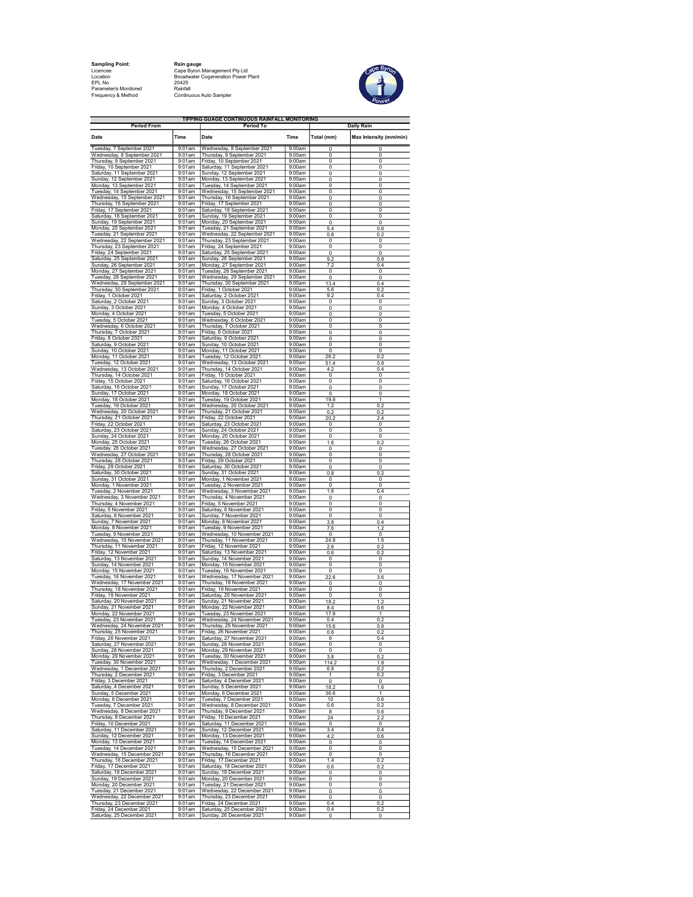**Sampling Point:** Rain gauge
Licencee: Cape Byron Management Pty Ltd
Location: Broadwater Cogeneration Power Plant
EPL No: 20425
Parameter/s Monitored: Rainfall
Frequency & Method: Continuous Auto Sampler

**TIPPING GUAGE CONTINUOUS RAINFALL MONITORING**

| Period From | | Period To | | Daily Rain | |
|---|---|---|---|---|---|
| Date | Time | Date | Time | Total (mm) | Max Intensity (mm/min) |
| Tuesday, 7 September 2021 | 9:01am | Wednesday, 8 September 2021 | 9:00am | 0 | 0 |
| Wednesday, 8 September 2021 | 9:01am | Thursday, 9 September 2021 | 9:00am | 0 | 0 |
| Thursday, 9 September 2021 | 9:01am | Friday, 10 September 2021 | 9:00am | 0 | 0 |
| Friday, 10 September 2021 | 9:01am | Saturday, 11 September 2021 | 9:00am | 0 | 0 |
| Saturday, 11 September 2021 | 9:01am | Sunday, 12 September 2021 | 9:00am | 0 | 0 |
| Sunday, 12 September 2021 | 9:01am | Monday, 13 September 2021 | 9:00am | 0 | 0 |
| Monday, 13 September 2021 | 9:01am | Tuesday, 14 September 2021 | 9:00am | 0 | 0 |
| Tuesday, 14 September 2021 | 9:01am | Wednesday, 15 September 2021 | 9:00am | 0 | 0 |
| Wednesday, 15 September 2021 | 9:01am | Thursday, 16 September 2021 | 9:00am | 0 | 0 |
| Thursday, 16 September 2021 | 9:01am | Friday, 17 September 2021 | 9:00am | 0 | 0 |
| Friday, 17 September 2021 | 9:01am | Saturday, 18 September 2021 | 9:00am | 0 | 0 |
| Saturday, 18 September 2021 | 9:01am | Sunday, 19 September 2021 | 9:00am | 0 | 0 |
| Sunday, 19 September 2021 | 9:01am | Monday, 20 September 2021 | 9:00am | 0 | 0 |
| Monday, 20 September 2021 | 9:01am | Tuesday, 21 September 2021 | 9:00am | 5.4 | 0.6 |
| Tuesday, 21 September 2021 | 9:01am | Wednesday, 22 September 2021 | 9:00am | 0.8 | 0.2 |
| Wednesday, 22 September 2021 | 9:01am | Thursday, 23 September 2021 | 9:00am | 0 | 0 |
| Thursday, 23 September 2021 | 9:01am | Friday, 24 September 2021 | 9:00am | 0 | 0 |
| Friday, 24 September 2021 | 9:01am | Saturday, 25 September 2021 | 9:00am | 0 | 0 |
| Saturday, 25 September 2021 | 9:01am | Sunday, 26 September 2021 | 9:00am | 9.2 | 0.8 |
| Sunday, 26 September 2021 | 9:01am | Monday, 27 September 2021 | 9:00am | 7.2 | 0.4 |
| Monday, 27 September 2021 | 9:01am | Tuesday, 28 September 2021 | 9:00am | 0 | 0 |
| Tuesday, 28 September 2021 | 9:01am | Wednesday, 29 September 2021 | 9:00am | 0 | 0 |
| Wednesday, 29 September 2021 | 9:01am | Thursday, 30 September 2021 | 9:00am | 13.4 | 0.4 |
| Thursday, 30 September 2021 | 9:01am | Friday, 1 October 2021 | 9:00am | 5.6 | 0.2 |
| Friday, 1 October 2021 | 9:01am | Saturday, 2 October 2021 | 9:00am | 9.2 | 0.4 |
| Saturday, 2 October 2021 | 9:01am | Sunday, 3 October 2021 | 9:00am | 0 | 0 |
| Sunday, 3 October 2021 | 9:01am | Monday, 4 October 2021 | 9:00am | 0 | 0 |
| Monday, 4 October 2021 | 9:01am | Tuesday, 5 October 2021 | 9:00am | 0 | 0 |
| Tuesday, 5 October 2021 | 9:01am | Wednesday, 6 October 2021 | 9:00am | 0 | 0 |
| Wednesday, 6 October 2021 | 9:01am | Thursday, 7 October 2021 | 9:00am | 0 | 0 |
| Thursday, 7 October 2021 | 9:01am | Friday, 8 October 2021 | 9:00am | 0 | 0 |
| Friday, 8 October 2021 | 9:01am | Saturday, 9 October 2021 | 9:00am | 0 | 0 |
| Saturday, 9 October 2021 | 9:01am | Sunday, 10 October 2021 | 9:00am | 0 | 0 |
| Sunday, 10 October 2021 | 9:01am | Monday, 11 October 2021 | 9:00am | 0 | 0 |
| Monday, 11 October 2021 | 9:01am | Tuesday, 12 October 2021 | 9:00am | 26.2 | 0.2 |
| Tuesday, 12 October 2021 | 9:01am | Wednesday, 13 October 2021 | 9:00am | 51.4 | 0.8 |
| Wednesday, 13 October 2021 | 9:01am | Thursday, 14 October 2021 | 9:00am | 4.2 | 0.4 |
| Thursday, 14 October 2021 | 9:01am | Friday, 15 October 2021 | 9:00am | 0 | 0 |
| Friday, 15 October 2021 | 9:01am | Saturday, 16 October 2021 | 9:00am | 0 | 0 |
| Saturday, 16 October 2021 | 9:01am | Sunday, 17 October 2021 | 9:00am | 0 | 0 |
| Sunday, 17 October 2021 | 9:01am | Monday, 18 October 2021 | 9:00am | 0 | 0 |
| Monday, 18 October 2021 | 9:01am | Tuesday, 19 October 2021 | 9:00am | 19.8 | 1 |
| Tuesday, 19 October 2021 | 9:01am | Wednesday, 20 October 2021 | 9:00am | 1.2 | 0.2 |
| Wednesday, 20 October 2021 | 9:01am | Thursday, 21 October 2021 | 9:00am | 0.2 | 0.2 |
| Thursday, 21 October 2021 | 9:01am | Friday, 22 October 2021 | 9:00am | 20.2 | 2.4 |
| Friday, 22 October 2021 | 9:01am | Saturday, 23 October 2021 | 9:00am | 0 | 0 |
| Saturday, 23 October 2021 | 9:01am | Sunday, 24 October 2021 | 9:00am | 0 | 0 |
| Sunday, 24 October 2021 | 9:01am | Monday, 25 October 2021 | 9:00am | 0 | 0 |
| Monday, 25 October 2021 | 9:01am | Tuesday, 26 October 2021 | 9:00am | 1.6 | 0.2 |
| Tuesday, 26 October 2021 | 9:01am | Wednesday, 27 October 2021 | 9:00am | 0 | 0 |
| Wednesday, 27 October 2021 | 9:01am | Thursday, 28 October 2021 | 9:00am | 0 | 0 |
| Thursday, 28 October 2021 | 9:01am | Friday, 29 October 2021 | 9:00am | 0 | 0 |
| Friday, 29 October 2021 | 9:01am | Saturday, 30 October 2021 | 9:00am | 0 | 0 |
| Saturday, 30 October 2021 | 9:01am | Sunday, 31 October 2021 | 9:00am | 0.8 | 0.2 |
| Sunday, 31 October 2021 | 9:01am | Monday, 1 November 2021 | 9:00am | 0 | 0 |
| Monday, 1 November 2021 | 9:01am | Tuesday, 2 November 2021 | 9:00am | 0 | 0 |
| Tuesday, 2 November 2021 | 9:01am | Wednesday, 3 November 2021 | 9:00am | 1.6 | 0.4 |
| Wednesday, 3 November 2021 | 9:01am | Thursday, 4 November 2021 | 9:00am | 0 | 0 |
| Thursday, 4 November 2021 | 9:01am | Friday, 5 November 2021 | 9:00am | 0 | 0 |
| Friday, 5 November 2021 | 9:01am | Saturday, 6 November 2021 | 9:00am | 0 | 0 |
| Saturday, 6 November 2021 | 9:01am | Sunday, 7 November 2021 | 9:00am | 0 | 0 |
| Sunday, 7 November 2021 | 9:01am | Monday, 8 November 2021 | 9:00am | 3.8 | 0.4 |
| Monday, 8 November 2021 | 9:01am | Tuesday, 9 November 2021 | 9:00am | 7.6 | 1.2 |
| Tuesday, 9 November 2021 | 9:01am | Wednesday, 10 November 2021 | 9:00am | 0 | 0 |
| Wednesday, 10 November 2021 | 9:01am | Thursday, 11 November 2021 | 9:00am | 24.8 | 1.6 |
| Thursday, 11 November 2021 | 9:01am | Friday, 12 November 2021 | 9:00am | 2.6 | 0.2 |
| Friday, 12 November 2021 | 9:01am | Saturday, 13 November 2021 | 9:00am | 0.6 | 0.2 |
| Saturday, 13 November 2021 | 9:01am | Sunday, 14 November 2021 | 9:00am | 0 | 0 |
| Sunday, 14 November 2021 | 9:01am | Monday, 15 November 2021 | 9:00am | 0 | 0 |
| Monday, 15 November 2021 | 9:01am | Tuesday, 16 November 2021 | 9:00am | 0 | 0 |
| Tuesday, 16 November 2021 | 9:01am | Wednesday, 17 November 2021 | 9:00am | 22.6 | 3.6 |
| Wednesday, 17 November 2021 | 9:01am | Thursday, 18 November 2021 | 9:00am | 0 | 0 |
| Thursday, 18 November 2021 | 9:01am | Friday, 19 November 2021 | 9:00am | 0 | 0 |
| Friday, 19 November 2021 | 9:01am | Saturday, 20 November 2021 | 9:00am | 0 | 0 |
| Saturday, 20 November 2021 | 9:01am | Sunday, 21 November 2021 | 9:00am | 18.2 | 1.2 |
| Sunday, 21 November 2021 | 9:01am | Monday, 22 November 2021 | 9:00am | 8.4 | 0.6 |
| Monday, 22 November 2021 | 9:01am | Tuesday, 23 November 2021 | 9:00am | 17.8 | 1 |
| Tuesday, 23 November 2021 | 9:01am | Wednesday, 24 November 2021 | 9:00am | 0.4 | 0.2 |
| Wednesday, 24 November 2021 | 9:01am | Thursday, 25 November 2021 | 9:00am | 15.6 | 0.8 |
| Thursday, 25 November 2021 | 9:01am | Friday, 26 November 2021 | 9:00am | 0.6 | 0.2 |
| Friday, 26 November 2021 | 9:01am | Saturday, 27 November 2021 | 9:00am | 6 | 0.4 |
| Saturday, 27 November 2021 | 9:01am | Sunday, 28 November 2021 | 9:00am | 0 | 0 |
| Sunday, 28 November 2021 | 9:01am | Monday, 29 November 2021 | 9:00am | 0 | 0 |
| Monday, 29 November 2021 | 9:01am | Tuesday, 30 November 2021 | 9:00am | 3.8 | 0.2 |
| Tuesday, 30 November 2021 | 9:01am | Wednesday, 1 December 2021 | 9:00am | 114.2 | 1.8 |
| Wednesday, 1 December 2021 | 9:01am | Thursday, 2 December 2021 | 9:00am | 6.8 | 0.2 |
| Thursday, 2 December 2021 | 9:01am | Friday, 3 December 2021 | 9:00am | 1 | 0.2 |
| Friday, 3 December 2021 | 9:01am | Saturday, 4 December 2021 | 9:00am | 0 | 0 |
| Saturday, 4 December 2021 | 9:01am | Sunday, 5 December 2021 | 9:00am | 18.2 | 1.6 |
| Sunday, 5 December 2021 | 9:01am | Monday, 6 December 2021 | 9:00am | 36.6 | 1 |
| Monday, 6 December 2021 | 9:01am | Tuesday, 7 December 2021 | 9:00am | 10 | 0.6 |
| Tuesday, 7 December 2021 | 9:01am | Wednesday, 8 December 2021 | 9:00am | 0.6 | 0.2 |
| Wednesday, 8 December 2021 | 9:01am | Thursday, 9 December 2021 | 9:00am | 8 | 0.6 |
| Thursday, 9 December 2021 | 9:01am | Friday, 10 December 2021 | 9:00am | 24 | 2.2 |
| Friday, 10 December 2021 | 9:01am | Saturday, 11 December 2021 | 9:00am | 0 | 0 |
| Saturday, 11 December 2021 | 9:01am | Sunday, 12 December 2021 | 9:00am | 3.4 | 0.4 |
| Sunday, 12 December 2021 | 9:01am | Monday, 13 December 2021 | 9:00am | 4.2 | 0.6 |
| Monday, 13 December 2021 | 9:01am | Tuesday, 14 December 2021 | 9:00am | 0 | 0 |
| Tuesday, 14 December 2021 | 9:01am | Wednesday, 15 December 2021 | 9:00am | 0 | 0 |
| Wednesday, 15 December 2021 | 9:01am | Thursday, 16 December 2021 | 9:00am | 0 | 0 |
| Thursday, 16 December 2021 | 9:01am | Friday, 17 December 2021 | 9:00am | 1.4 | 0.2 |
| Friday, 17 December 2021 | 9:01am | Saturday, 18 December 2021 | 9:00am | 0.6 | 0.2 |
| Saturday, 18 December 2021 | 9:01am | Sunday, 19 December 2021 | 9:00am | 0 | 0 |
| Sunday, 19 December 2021 | 9:01am | Monday, 20 December 2021 | 9:00am | 0 | 0 |
| Monday, 20 December 2021 | 9:01am | Tuesday, 21 December 2021 | 9:00am | 0 | 0 |
| Tuesday, 21 December 2021 | 9:01am | Wednesday, 22 December 2021 | 9:00am | 0 | 0 |
| Wednesday, 22 December 2021 | 9:01am | Thursday, 23 December 2021 | 9:00am | 0 | 0 |
| Thursday, 23 December 2021 | 9:01am | Friday, 24 December 2021 | 9:00am | 0.4 | 0.2 |
| Friday, 24 December 2021 | 9:01am | Saturday, 25 December 2021 | 9:00am | 0.4 | 0.2 |
| Saturday, 25 December 2021 | 9:01am | Sunday, 26 December 2021 | 9:00am | 0 | 0 |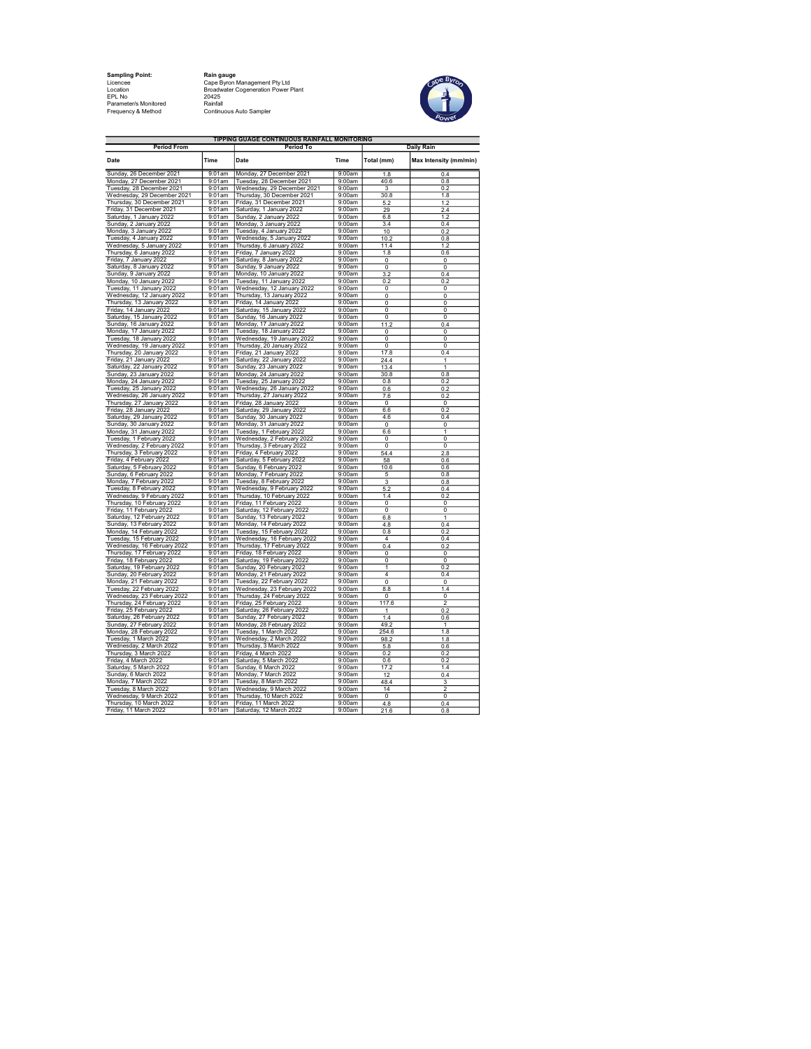| | |
|---|---|
| **Sampling Point:** | **Rain gauge** |
| Licencee | Cape Byron Management Pty Ltd |
| Location | Broadwater Cogeneration Power Plant |
| EPL No | 20425 |
| Parameter/s Monitored | Rainfall |
| Frequency & Method | Continuous Auto Sampler |

**TIPPING GUAGE CONTINUOUS RAINFALL MONITORING**

| Period From | | Period To | | Daily Rain | |
|---|---|---|---|---|---|
| **Date** | **Time** | **Date** | **Time** | **Total (mm)** | **Max Intensity (mm/min)** |
| Sunday, 26 December 2021 | 9:01am | Monday, 27 December 2021 | 9:00am | 1.8 | 0.4 |
| Monday, 27 December 2021 | 9:01am | Tuesday, 28 December 2021 | 9:00am | 40.6 | 0.8 |
| Tuesday, 28 December 2021 | 9:01am | Wednesday, 29 December 2021 | 9:00am | 3 | 0.2 |
| Wednesday, 29 December 2021 | 9:01am | Thursday, 30 December 2021 | 9:00am | 30.8 | 1.8 |
| Thursday, 30 December 2021 | 9:01am | Friday, 31 December 2021 | 9:00am | 5.2 | 1.2 |
| Friday, 31 December 2021 | 9:01am | Saturday, 1 January 2022 | 9:00am | 29 | 2.4 |
| Saturday, 1 January 2022 | 9:01am | Sunday, 2 January 2022 | 9:00am | 6.8 | 1.2 |
| Sunday, 2 January 2022 | 9:01am | Monday, 3 January 2022 | 9:00am | 3.4 | 0.4 |
| Monday, 3 January 2022 | 9:01am | Tuesday, 4 January 2022 | 9:00am | 10 | 0.2 |
| Tuesday, 4 January 2022 | 9:01am | Wednesday, 5 January 2022 | 9:00am | 10.2 | 0.8 |
| Wednesday, 5 January 2022 | 9:01am | Thursday, 6 January 2022 | 9:00am | 11.4 | 1.2 |
| Thursday, 6 January 2022 | 9:01am | Friday, 7 January 2022 | 9:00am | 1.8 | 0.6 |
| Friday, 7 January 2022 | 9:01am | Saturday, 8 January 2022 | 9:00am | 0 | 0 |
| Saturday, 8 January 2022 | 9:01am | Sunday, 9 January 2022 | 9:00am | 0 | 0 |
| Sunday, 9 January 2022 | 9:01am | Monday, 10 January 2022 | 9:00am | 3.2 | 0.4 |
| Monday, 10 January 2022 | 9:01am | Tuesday, 11 January 2022 | 9:00am | 0.2 | 0.2 |
| Tuesday, 11 January 2022 | 9:01am | Wednesday, 12 January 2022 | 9:00am | 0 | 0 |
| Wednesday, 12 January 2022 | 9:01am | Thursday, 13 January 2022 | 9:00am | 0 | 0 |
| Thursday, 13 January 2022 | 9:01am | Friday, 14 January 2022 | 9:00am | 0 | 0 |
| Friday, 14 January 2022 | 9:01am | Saturday, 15 January 2022 | 9:00am | 0 | 0 |
| Saturday, 15 January 2022 | 9:01am | Sunday, 16 January 2022 | 9:00am | 0 | 0 |
| Sunday, 16 January 2022 | 9:01am | Monday, 17 January 2022 | 9:00am | 11.2 | 0.4 |
| Monday, 17 January 2022 | 9:01am | Tuesday, 18 January 2022 | 9:00am | 0 | 0 |
| Tuesday, 18 January 2022 | 9:01am | Wednesday, 19 January 2022 | 9:00am | 0 | 0 |
| Wednesday, 19 January 2022 | 9:01am | Thursday, 20 January 2022 | 9:00am | 0 | 0 |
| Thursday, 20 January 2022 | 9:01am | Friday, 21 January 2022 | 9:00am | 17.8 | 0.4 |
| Friday, 21 January 2022 | 9:01am | Saturday, 22 January 2022 | 9:00am | 24.4 | 1 |
| Saturday, 22 January 2022 | 9:01am | Sunday, 23 January 2022 | 9:00am | 13.4 | 1 |
| Sunday, 23 January 2022 | 9:01am | Monday, 24 January 2022 | 9:00am | 30.8 | 0.8 |
| Monday, 24 January 2022 | 9:01am | Tuesday, 25 January 2022 | 9:00am | 0.8 | 0.2 |
| Tuesday, 25 January 2022 | 9:01am | Wednesday, 26 January 2022 | 9:00am | 0.6 | 0.2 |
| Wednesday, 26 January 2022 | 9:01am | Thursday, 27 January 2022 | 9:00am | 7.6 | 0.2 |
| Thursday, 27 January 2022 | 9:01am | Friday, 28 January 2022 | 9:00am | 0 | 0 |
| Friday, 28 January 2022 | 9:01am | Saturday, 29 January 2022 | 9:00am | 6.6 | 0.2 |
| Saturday, 29 January 2022 | 9:01am | Sunday, 30 January 2022 | 9:00am | 4.6 | 0.4 |
| Sunday, 30 January 2022 | 9:01am | Monday, 31 January 2022 | 9:00am | 0 | 0 |
| Monday, 31 January 2022 | 9:01am | Tuesday, 1 February 2022 | 9:00am | 6.6 | 1 |
| Tuesday, 1 February 2022 | 9:01am | Wednesday, 2 February 2022 | 9:00am | 0 | 0 |
| Wednesday, 2 February 2022 | 9:01am | Thursday, 3 February 2022 | 9:00am | 0 | 0 |
| Thursday, 3 February 2022 | 9:01am | Friday, 4 February 2022 | 9:00am | 54.4 | 2.8 |
| Friday, 4 February 2022 | 9:01am | Saturday, 5 February 2022 | 9:00am | 58 | 0.6 |
| Saturday, 5 February 2022 | 9:01am | Sunday, 6 February 2022 | 9:00am | 10.6 | 0.6 |
| Sunday, 6 February 2022 | 9:01am | Monday, 7 February 2022 | 9:00am | 5 | 0.8 |
| Monday, 7 February 2022 | 9:01am | Tuesday, 8 February 2022 | 9:00am | 3 | 0.8 |
| Tuesday, 8 February 2022 | 9:01am | Wednesday, 9 February 2022 | 9:00am | 5.2 | 0.4 |
| Wednesday, 9 February 2022 | 9:01am | Thursday, 10 February 2022 | 9:00am | 1.4 | 0.2 |
| Thursday, 10 February 2022 | 9:01am | Friday, 11 February 2022 | 9:00am | 0 | 0 |
| Friday, 11 February 2022 | 9:01am | Saturday, 12 February 2022 | 9:00am | 0 | 0 |
| Saturday, 12 February 2022 | 9:01am | Sunday, 13 February 2022 | 9:00am | 6.8 | 1 |
| Sunday, 13 February 2022 | 9:01am | Monday, 14 February 2022 | 9:00am | 4.8 | 0.4 |
| Monday, 14 February 2022 | 9:01am | Tuesday, 15 February 2022 | 9:00am | 0.8 | 0.2 |
| Tuesday, 15 February 2022 | 9:01am | Wednesday, 16 February 2022 | 9:00am | 4 | 0.4 |
| Wednesday, 16 February 2022 | 9:01am | Thursday, 17 February 2022 | 9:00am | 0.4 | 0.2 |
| Thursday, 17 February 2022 | 9:01am | Friday, 18 February 2022 | 9:00am | 0 | 0 |
| Friday, 18 February 2022 | 9:01am | Saturday, 19 February 2022 | 9:00am | 0 | 0 |
| Saturday, 19 February 2022 | 9:01am | Sunday, 20 February 2022 | 9:00am | 1 | 0.2 |
| Sunday, 20 February 2022 | 9:01am | Monday, 21 February 2022 | 9:00am | 4 | 0.4 |
| Monday, 21 February 2022 | 9:01am | Tuesday, 22 February 2022 | 9:00am | 0 | 0 |
| Tuesday, 22 February 2022 | 9:01am | Wednesday, 23 February 2022 | 9:00am | 8.8 | 1.4 |
| Wednesday, 23 February 2022 | 9:01am | Thursday, 24 February 2022 | 9:00am | 0 | 0 |
| Thursday, 24 February 2022 | 9:01am | Friday, 25 February 2022 | 9:00am | 117.6 | 2 |
| Friday, 25 February 2022 | 9:01am | Saturday, 26 February 2022 | 9:00am | 1 | 0.2 |
| Saturday, 26 February 2022 | 9:01am | Sunday, 27 February 2022 | 9:00am | 1.4 | 0.6 |
| Sunday, 27 February 2022 | 9:01am | Monday, 28 February 2022 | 9:00am | 49.2 | 1 |
| Monday, 28 February 2022 | 9:01am | Tuesday, 1 March 2022 | 9:00am | 254.6 | 1.8 |
| Tuesday, 1 March 2022 | 9:01am | Wednesday, 2 March 2022 | 9:00am | 98.2 | 1.8 |
| Wednesday, 2 March 2022 | 9:01am | Thursday, 3 March 2022 | 9:00am | 5.8 | 0.6 |
| Thursday, 3 March 2022 | 9:01am | Friday, 4 March 2022 | 9:00am | 0.2 | 0.2 |
| Friday, 4 March 2022 | 9:01am | Saturday, 5 March 2022 | 9:00am | 0.6 | 0.2 |
| Saturday, 5 March 2022 | 9:01am | Sunday, 6 March 2022 | 9:00am | 17.2 | 1.4 |
| Sunday, 6 March 2022 | 9:01am | Monday, 7 March 2022 | 9:00am | 12 | 0.4 |
| Monday, 7 March 2022 | 9:01am | Tuesday, 8 March 2022 | 9:00am | 48.4 | 3 |
| Tuesday, 8 March 2022 | 9:01am | Wednesday, 9 March 2022 | 9:00am | 14 | 2 |
| Wednesday, 9 March 2022 | 9:01am | Thursday, 10 March 2022 | 9:00am | 0 | 0 |
| Thursday, 10 March 2022 | 9:01am | Friday, 11 March 2022 | 9:00am | 4.8 | 0.4 |
| Friday, 11 March 2022 | 9:01am | Saturday, 12 March 2022 | 9:00am | 21.6 | 0.8 |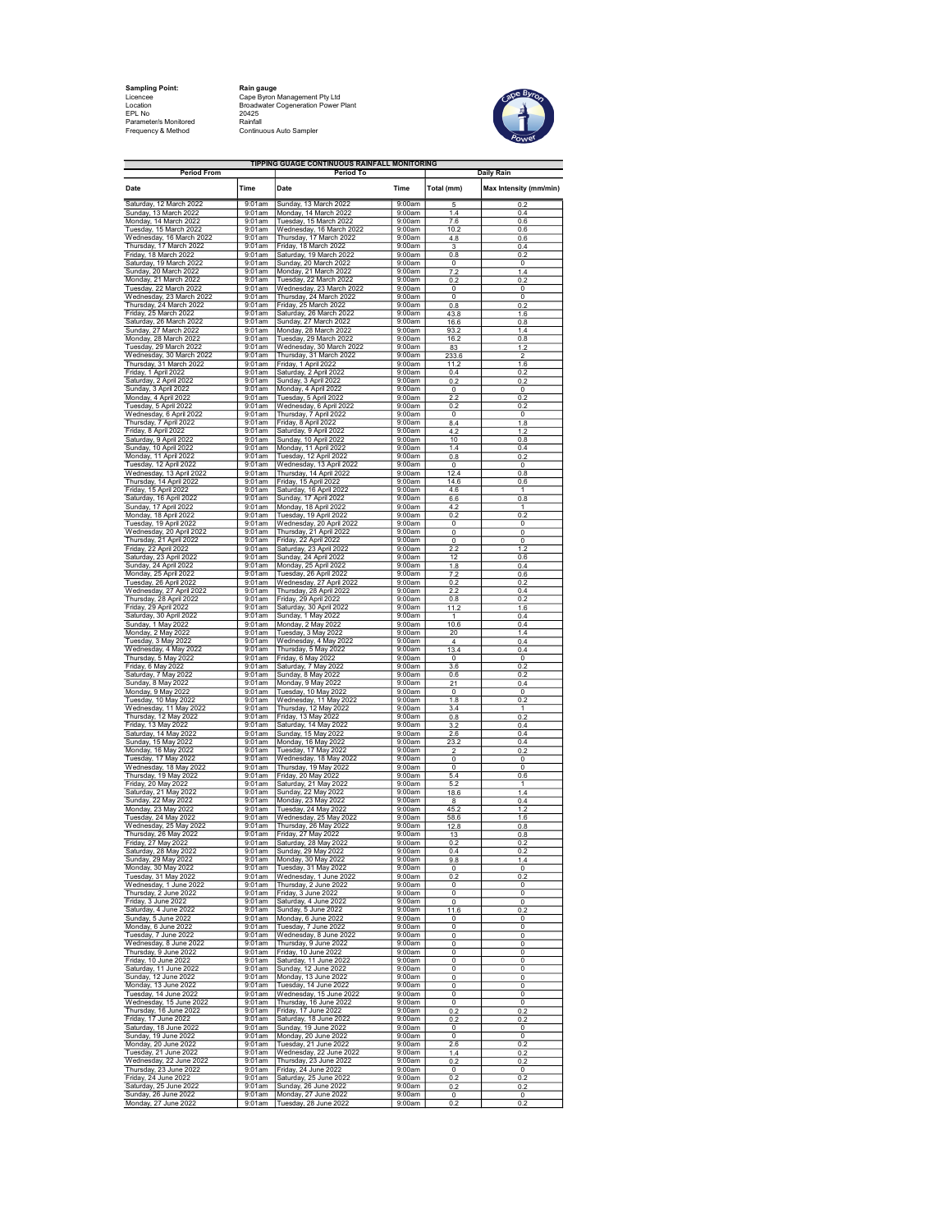**Sampling Point:** **Rain gauge**
Licencee: Cape Byron Management Pty Ltd
Location: Broadwater Cogeneration Power Plant
EPL No: 20425
Parameter/s Monitored: Rainfall
Frequency & Method: Continuous Auto Sampler

| TIPPING GUAGE CONTINUOUS RAINFALL MONITORING | | | | | |
|---|---|---|---|---|---|
| Period From | | Period To | | Daily Rain | |
| Date | Time | Date | Time | Total (mm) | Max Intensity (mm/min) |
| Saturday, 12 March 2022 | 9:01am | Sunday, 13 March 2022 | 9:00am | 5 | 0.2 |
| Sunday, 13 March 2022 | 9:01am | Monday, 14 March 2022 | 9:00am | 1.4 | 0.4 |
| Monday, 14 March 2022 | 9:01am | Tuesday, 15 March 2022 | 9:00am | 7.6 | 0.6 |
| Tuesday, 15 March 2022 | 9:01am | Wednesday, 16 March 2022 | 9:00am | 10.2 | 0.6 |
| Wednesday, 16 March 2022 | 9:01am | Thursday, 17 March 2022 | 9:00am | 4.8 | 0.6 |
| Thursday, 17 March 2022 | 9:01am | Friday, 18 March 2022 | 9:00am | 3 | 0.4 |
| Friday, 18 March 2022 | 9:01am | Saturday, 19 March 2022 | 9:00am | 0.8 | 0.2 |
| Saturday, 19 March 2022 | 9:01am | Sunday, 20 March 2022 | 9:00am | 0 | 0 |
| Sunday, 20 March 2022 | 9:01am | Monday, 21 March 2022 | 9:00am | 7.2 | 1.4 |
| Monday, 21 March 2022 | 9:01am | Tuesday, 22 March 2022 | 9:00am | 0.2 | 0.2 |
| Tuesday, 22 March 2022 | 9:01am | Wednesday, 23 March 2022 | 9:00am | 0 | 0 |
| Wednesday, 23 March 2022 | 9:01am | Thursday, 24 March 2022 | 9:00am | 0 | 0 |
| Thursday, 24 March 2022 | 9:01am | Friday, 25 March 2022 | 9:00am | 0.8 | 0.2 |
| Friday, 25 March 2022 | 9:01am | Saturday, 26 March 2022 | 9:00am | 43.8 | 1.6 |
| Saturday, 26 March 2022 | 9:01am | Sunday, 27 March 2022 | 9:00am | 16.6 | 0.8 |
| Sunday, 27 March 2022 | 9:01am | Monday, 28 March 2022 | 9:00am | 93.2 | 1.4 |
| Monday, 28 March 2022 | 9:01am | Tuesday, 29 March 2022 | 9:00am | 16.2 | 0.8 |
| Tuesday, 29 March 2022 | 9:01am | Wednesday, 30 March 2022 | 9:00am | 83 | 1.2 |
| Wednesday, 30 March 2022 | 9:01am | Thursday, 31 March 2022 | 9:00am | 233.6 | 2 |
| Thursday, 31 March 2022 | 9:01am | Friday, 1 April 2022 | 9:00am | 11.2 | 1.6 |
| Friday, 1 April 2022 | 9:01am | Saturday, 2 April 2022 | 9:00am | 0.4 | 0.2 |
| Saturday, 2 April 2022 | 9:01am | Sunday, 3 April 2022 | 9:00am | 0.2 | 0.2 |
| Sunday, 3 April 2022 | 9:01am | Monday, 4 April 2022 | 9:00am | 0 | 0 |
| Monday, 4 April 2022 | 9:01am | Tuesday, 5 April 2022 | 9:00am | 2.2 | 0.2 |
| Tuesday, 5 April 2022 | 9:01am | Wednesday, 6 April 2022 | 9:00am | 0.2 | 0.2 |
| Wednesday, 6 April 2022 | 9:01am | Thursday, 7 April 2022 | 9:00am | 0 | 0 |
| Thursday, 7 April 2022 | 9:01am | Friday, 8 April 2022 | 9:00am | 8.4 | 1.8 |
| Friday, 8 April 2022 | 9:01am | Saturday, 9 April 2022 | 9:00am | 4.2 | 1.2 |
| Saturday, 9 April 2022 | 9:01am | Sunday, 10 April 2022 | 9:00am | 10 | 0.8 |
| Sunday, 10 April 2022 | 9:01am | Monday, 11 April 2022 | 9:00am | 1.4 | 0.4 |
| Monday, 11 April 2022 | 9:01am | Tuesday, 12 April 2022 | 9:00am | 0.8 | 0.2 |
| Tuesday, 12 April 2022 | 9:01am | Wednesday, 13 April 2022 | 9:00am | 0 | 0 |
| Wednesday, 13 April 2022 | 9:01am | Thursday, 14 April 2022 | 9:00am | 12.4 | 0.8 |
| Thursday, 14 April 2022 | 9:01am | Friday, 15 April 2022 | 9:00am | 14.6 | 0.6 |
| Friday, 15 April 2022 | 9:01am | Saturday, 16 April 2022 | 9:00am | 4.6 | 1 |
| Saturday, 16 April 2022 | 9:01am | Sunday, 17 April 2022 | 9:00am | 6.6 | 0.8 |
| Sunday, 17 April 2022 | 9:01am | Monday, 18 April 2022 | 9:00am | 4.2 | 1 |
| Monday, 18 April 2022 | 9:01am | Tuesday, 19 April 2022 | 9:00am | 0.2 | 0.2 |
| Tuesday, 19 April 2022 | 9:01am | Wednesday, 20 April 2022 | 9:00am | 0 | 0 |
| Wednesday, 20 April 2022 | 9:01am | Thursday, 21 April 2022 | 9:00am | 0 | 0 |
| Thursday, 21 April 2022 | 9:01am | Friday, 22 April 2022 | 9:00am | 0 | 0 |
| Friday, 22 April 2022 | 9:01am | Saturday, 23 April 2022 | 9:00am | 2.2 | 1.2 |
| Saturday, 23 April 2022 | 9:01am | Sunday, 24 April 2022 | 9:00am | 12 | 0.6 |
| Sunday, 24 April 2022 | 9:01am | Monday, 25 April 2022 | 9:00am | 1.8 | 0.4 |
| Monday, 25 April 2022 | 9:01am | Tuesday, 26 April 2022 | 9:00am | 7.2 | 0.6 |
| Tuesday, 26 April 2022 | 9:01am | Wednesday, 27 April 2022 | 9:00am | 0.2 | 0.2 |
| Wednesday, 27 April 2022 | 9:01am | Thursday, 28 April 2022 | 9:00am | 2.2 | 0.4 |
| Thursday, 28 April 2022 | 9:01am | Friday, 29 April 2022 | 9:00am | 0.8 | 0.2 |
| Friday, 29 April 2022 | 9:01am | Saturday, 30 April 2022 | 9:00am | 11.2 | 1.6 |
| Saturday, 30 April 2022 | 9:01am | Sunday, 1 May 2022 | 9:00am | 1 | 0.4 |
| Sunday, 1 May 2022 | 9:01am | Monday, 2 May 2022 | 9:00am | 10.6 | 0.4 |
| Monday, 2 May 2022 | 9:01am | Tuesday, 3 May 2022 | 9:00am | 20 | 1.4 |
| Tuesday, 3 May 2022 | 9:01am | Wednesday, 4 May 2022 | 9:00am | 4 | 0.4 |
| Wednesday, 4 May 2022 | 9:01am | Thursday, 5 May 2022 | 9:00am | 13.4 | 0.4 |
| Thursday, 5 May 2022 | 9:01am | Friday, 6 May 2022 | 9:00am | 0 | 0 |
| Friday, 6 May 2022 | 9:01am | Saturday, 7 May 2022 | 9:00am | 3.6 | 0.2 |
| Saturday, 7 May 2022 | 9:01am | Sunday, 8 May 2022 | 9:00am | 0.6 | 0.2 |
| Sunday, 8 May 2022 | 9:01am | Monday, 9 May 2022 | 9:00am | 21 | 0.4 |
| Monday, 9 May 2022 | 9:01am | Tuesday, 10 May 2022 | 9:00am | 0 | 0 |
| Tuesday, 10 May 2022 | 9:01am | Wednesday, 11 May 2022 | 9:00am | 1.8 | 0.2 |
| Wednesday, 11 May 2022 | 9:01am | Thursday, 12 May 2022 | 9:00am | 3.4 | 1 |
| Thursday, 12 May 2022 | 9:01am | Friday, 13 May 2022 | 9:00am | 0.8 | 0.2 |
| Friday, 13 May 2022 | 9:01am | Saturday, 14 May 2022 | 9:00am | 3.2 | 0.4 |
| Saturday, 14 May 2022 | 9:01am | Sunday, 15 May 2022 | 9:00am | 2.6 | 0.4 |
| Sunday, 15 May 2022 | 9:01am | Monday, 16 May 2022 | 9:00am | 23.2 | 0.4 |
| Monday, 16 May 2022 | 9:01am | Tuesday, 17 May 2022 | 9:00am | 2 | 0.2 |
| Tuesday, 17 May 2022 | 9:01am | Wednesday, 18 May 2022 | 9:00am | 0 | 0 |
| Wednesday, 18 May 2022 | 9:01am | Thursday, 19 May 2022 | 9:00am | 0 | 0 |
| Thursday, 19 May 2022 | 9:01am | Friday, 20 May 2022 | 9:00am | 5.4 | 0.6 |
| Friday, 20 May 2022 | 9:01am | Saturday, 21 May 2022 | 9:00am | 5.2 | 1 |
| Saturday, 21 May 2022 | 9:01am | Sunday, 22 May 2022 | 9:00am | 18.6 | 1.4 |
| Sunday, 22 May 2022 | 9:01am | Monday, 23 May 2022 | 9:00am | 8 | 0.4 |
| Monday, 23 May 2022 | 9:01am | Tuesday, 24 May 2022 | 9:00am | 45.2 | 1.2 |
| Tuesday, 24 May 2022 | 9:01am | Wednesday, 25 May 2022 | 9:00am | 58.6 | 1.6 |
| Wednesday, 25 May 2022 | 9:01am | Thursday, 26 May 2022 | 9:00am | 12.8 | 0.8 |
| Thursday, 26 May 2022 | 9:01am | Friday, 27 May 2022 | 9:00am | 13 | 0.8 |
| Friday, 27 May 2022 | 9:01am | Saturday, 28 May 2022 | 9:00am | 0.2 | 0.2 |
| Saturday, 28 May 2022 | 9:01am | Sunday, 29 May 2022 | 9:00am | 0.4 | 0.2 |
| Sunday, 29 May 2022 | 9:01am | Monday, 30 May 2022 | 9:00am | 9.8 | 1.4 |
| Monday, 30 May 2022 | 9:01am | Tuesday, 31 May 2022 | 9:00am | 0 | 0 |
| Tuesday, 31 May 2022 | 9:01am | Wednesday, 1 June 2022 | 9:00am | 0.2 | 0.2 |
| Wednesday, 1 June 2022 | 9:01am | Thursday, 2 June 2022 | 9:00am | 0 | 0 |
| Thursday, 2 June 2022 | 9:01am | Friday, 3 June 2022 | 9:00am | 0 | 0 |
| Friday, 3 June 2022 | 9:01am | Saturday, 4 June 2022 | 9:00am | 0 | 0 |
| Saturday, 4 June 2022 | 9:01am | Sunday, 5 June 2022 | 9:00am | 11.6 | 0.2 |
| Sunday, 5 June 2022 | 9:01am | Monday, 6 June 2022 | 9:00am | 0 | 0 |
| Monday, 6 June 2022 | 9:01am | Tuesday, 7 June 2022 | 9:00am | 0 | 0 |
| Tuesday, 7 June 2022 | 9:01am | Wednesday, 8 June 2022 | 9:00am | 0 | 0 |
| Wednesday, 8 June 2022 | 9:01am | Thursday, 9 June 2022 | 9:00am | 0 | 0 |
| Thursday, 9 June 2022 | 9:01am | Friday, 10 June 2022 | 9:00am | 0 | 0 |
| Friday, 10 June 2022 | 9:01am | Saturday, 11 June 2022 | 9:00am | 0 | 0 |
| Saturday, 11 June 2022 | 9:01am | Sunday, 12 June 2022 | 9:00am | 0 | 0 |
| Sunday, 12 June 2022 | 9:01am | Monday, 13 June 2022 | 9:00am | 0 | 0 |
| Monday, 13 June 2022 | 9:01am | Tuesday, 14 June 2022 | 9:00am | 0 | 0 |
| Tuesday, 14 June 2022 | 9:01am | Wednesday, 15 June 2022 | 9:00am | 0 | 0 |
| Wednesday, 15 June 2022 | 9:01am | Thursday, 16 June 2022 | 9:00am | 0 | 0 |
| Thursday, 16 June 2022 | 9:01am | Friday, 17 June 2022 | 9:00am | 0.2 | 0.2 |
| Friday, 17 June 2022 | 9:01am | Saturday, 18 June 2022 | 9:00am | 0.2 | 0.2 |
| Saturday, 18 June 2022 | 9:01am | Sunday, 19 June 2022 | 9:00am | 0 | 0 |
| Sunday, 19 June 2022 | 9:01am | Monday, 20 June 2022 | 9:00am | 0 | 0 |
| Monday, 20 June 2022 | 9:01am | Tuesday, 21 June 2022 | 9:00am | 2.6 | 0.2 |
| Tuesday, 21 June 2022 | 9:01am | Wednesday, 22 June 2022 | 9:00am | 1.4 | 0.2 |
| Wednesday, 22 June 2022 | 9:01am | Thursday, 23 June 2022 | 9:00am | 0.2 | 0.2 |
| Thursday, 23 June 2022 | 9:01am | Friday, 24 June 2022 | 9:00am | 0 | 0 |
| Friday, 24 June 2022 | 9:01am | Saturday, 25 June 2022 | 9:00am | 0.2 | 0.2 |
| Saturday, 25 June 2022 | 9:01am | Sunday, 26 June 2022 | 9:00am | 0.2 | 0.2 |
| Sunday, 26 June 2022 | 9:01am | Monday, 27 June 2022 | 9:00am | 0 | 0 |
| Monday, 27 June 2022 | 9:01am | Tuesday, 28 June 2022 | 9:00am | 0.2 | 0.2 |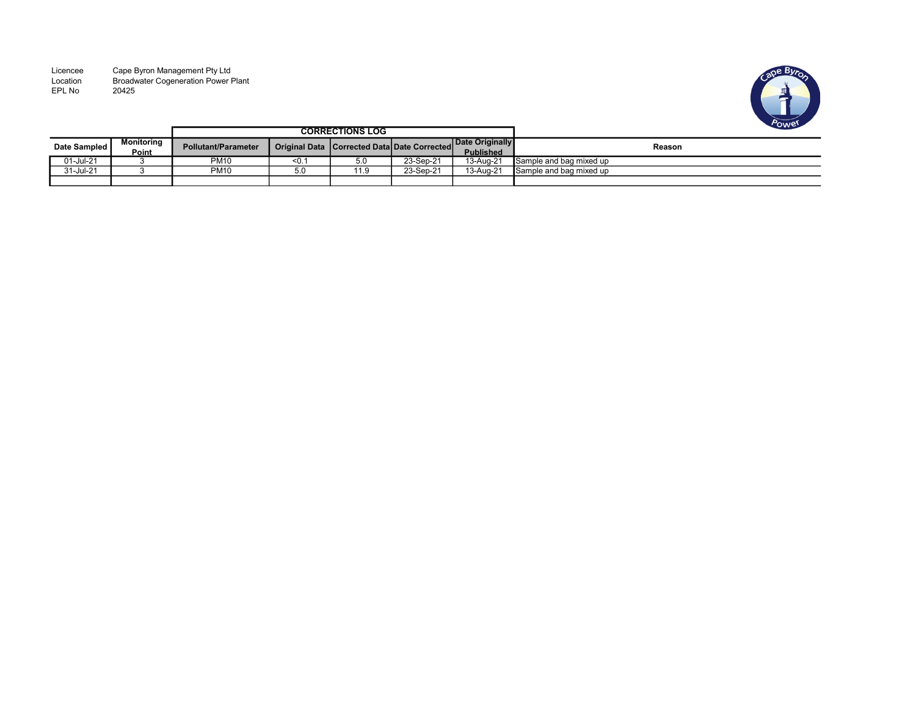Licencee Cape Byron Management Pty Ltd
Location Broadwater Cogeneration Power Plant
EPL No 20425

| | | CORRECTIONS LOG | | | | | |
|---|---|---|---|---|---|---|---|
| Date Sampled | Monitoring Point | Pollutant/Parameter | Original Data | Corrected Data | Date Corrected | Date Originally Published | Reason |
| 01-Jul-21 | 3 | PM10 | <0.1 | 5.0 | 23-Sep-21 | 13-Aug-21 | Sample and bag mixed up |
| 31-Jul-21 | 3 | PM10 | 5.0 | 11.9 | 23-Sep-21 | 13-Aug-21 | Sample and bag mixed up |
| | | | | | | | |